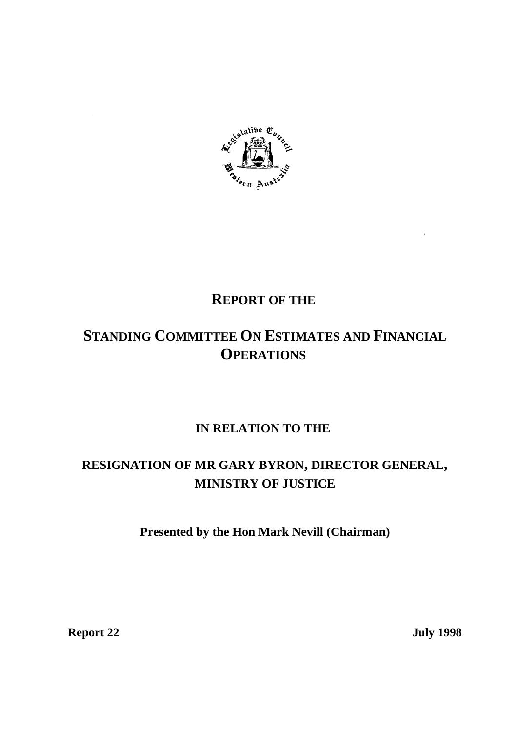# REPORT OF THE

# STANDING COMMITTEE ON ESTIMATES AND FINANCIAL OPERATIONS

## IN RELATION TO THE

## RESIGNATION OF MR GARY BYRON, DIRECTOR GENERAL, MINISTRY OF JUSTICE

**Presented by the Hon Mark Nevill (Chairman)**

**Report 22** **July 1998**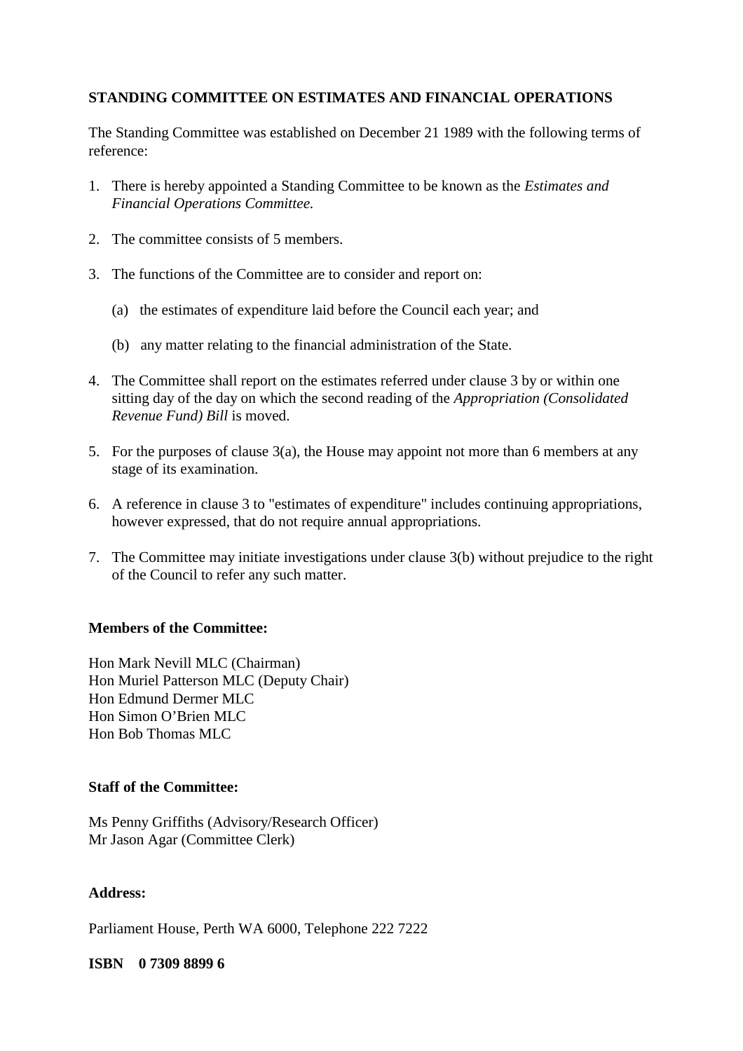**STANDING COMMITTEE ON ESTIMATES AND FINANCIAL OPERATIONS**

The Standing Committee was established on December 21 1989 with the following terms of reference:

1. There is hereby appointed a Standing Committee to be known as the *Estimates and Financial Operations Committee.*

2. The committee consists of 5 members.

3. The functions of the Committee are to consider and report on:

   (a) the estimates of expenditure laid before the Council each year; and

   (b) any matter relating to the financial administration of the State.

4. The Committee shall report on the estimates referred under clause 3 by or within one sitting day of the day on which the second reading of the *Appropriation (Consolidated Revenue Fund) Bill* is moved.

5. For the purposes of clause 3(a), the House may appoint not more than 6 members at any stage of its examination.

6. A reference in clause 3 to "estimates of expenditure" includes continuing appropriations, however expressed, that do not require annual appropriations.

7. The Committee may initiate investigations under clause 3(b) without prejudice to the right of the Council to refer any such matter.

**Members of the Committee:**

Hon Mark Nevill MLC (Chairman)
Hon Muriel Patterson MLC (Deputy Chair)
Hon Edmund Dermer MLC
Hon Simon O'Brien MLC
Hon Bob Thomas MLC

**Staff of the Committee:**

Ms Penny Griffiths (Advisory/Research Officer)
Mr Jason Agar (Committee Clerk)

**Address:**

Parliament House, Perth WA 6000, Telephone 222 7222

**ISBN 0 7309 8899 6**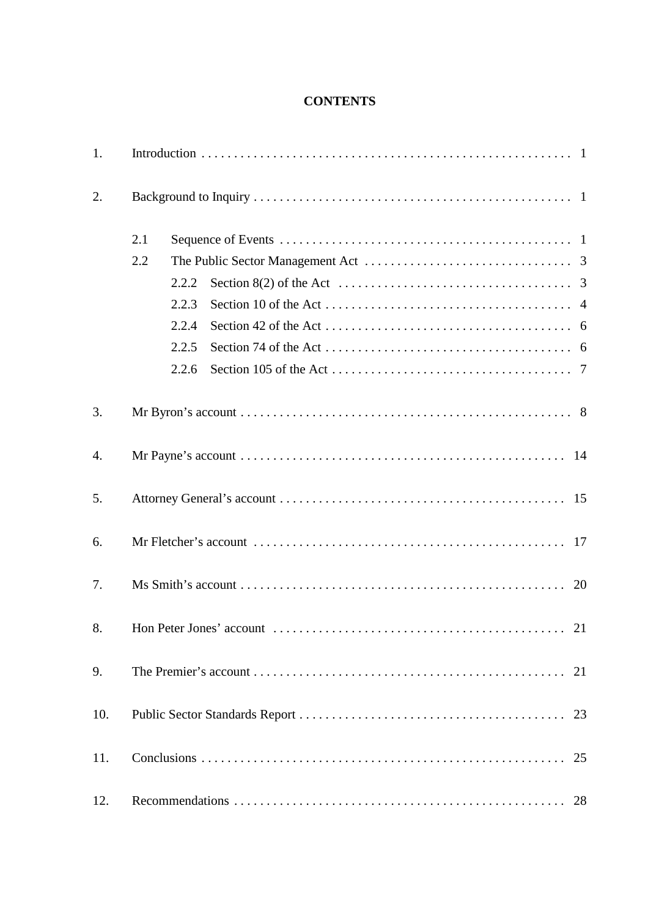# CONTENTS

| | | |
|---|---|---|
| 1. | Introduction | 1 |
| 2. | Background to Inquiry | 1 |
| | 2.1 Sequence of Events | 1 |
| | 2.2 The Public Sector Management Act | 3 |
| | 2.2.2 Section 8(2) of the Act | 3 |
| | 2.2.3 Section 10 of the Act | 4 |
| | 2.2.4 Section 42 of the Act | 6 |
| | 2.2.5 Section 74 of the Act | 6 |
| | 2.2.6 Section 105 of the Act | 7 |
| 3. | Mr Byron's account | 8 |
| 4. | Mr Payne's account | 14 |
| 5. | Attorney General's account | 15 |
| 6. | Mr Fletcher's account | 17 |
| 7. | Ms Smith's account | 20 |
| 8. | Hon Peter Jones' account | 21 |
| 9. | The Premier's account | 21 |
| 10. | Public Sector Standards Report | 23 |
| 11. | Conclusions | 25 |
| 12. | Recommendations | 28 |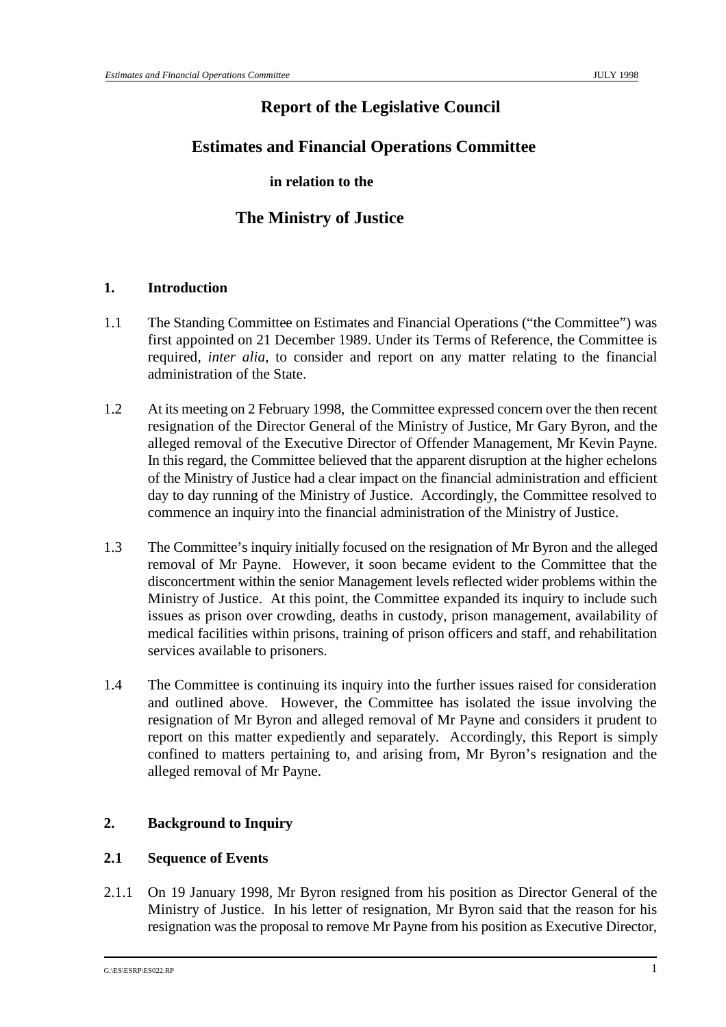# Report of the Legislative Council

## Estimates and Financial Operations Committee

**in relation to the**

## The Ministry of Justice

### 1. Introduction

1.1 The Standing Committee on Estimates and Financial Operations ("the Committee") was first appointed on 21 December 1989. Under its Terms of Reference, the Committee is required, *inter alia*, to consider and report on any matter relating to the financial administration of the State.

1.2 At its meeting on 2 February 1998, the Committee expressed concern over the then recent resignation of the Director General of the Ministry of Justice, Mr Gary Byron, and the alleged removal of the Executive Director of Offender Management, Mr Kevin Payne. In this regard, the Committee believed that the apparent disruption at the higher echelons of the Ministry of Justice had a clear impact on the financial administration and efficient day to day running of the Ministry of Justice. Accordingly, the Committee resolved to commence an inquiry into the financial administration of the Ministry of Justice.

1.3 The Committee's inquiry initially focused on the resignation of Mr Byron and the alleged removal of Mr Payne. However, it soon became evident to the Committee that the disconcertment within the senior Management levels reflected wider problems within the Ministry of Justice. At this point, the Committee expanded its inquiry to include such issues as prison over crowding, deaths in custody, prison management, availability of medical facilities within prisons, training of prison officers and staff, and rehabilitation services available to prisoners.

1.4 The Committee is continuing its inquiry into the further issues raised for consideration and outlined above. However, the Committee has isolated the issue involving the resignation of Mr Byron and alleged removal of Mr Payne and considers it prudent to report on this matter expediently and separately. Accordingly, this Report is simply confined to matters pertaining to, and arising from, Mr Byron's resignation and the alleged removal of Mr Payne.

### 2. Background to Inquiry

#### 2.1 Sequence of Events

2.1.1 On 19 January 1998, Mr Byron resigned from his position as Director General of the Ministry of Justice. In his letter of resignation, Mr Byron said that the reason for his resignation was the proposal to remove Mr Payne from his position as Executive Director,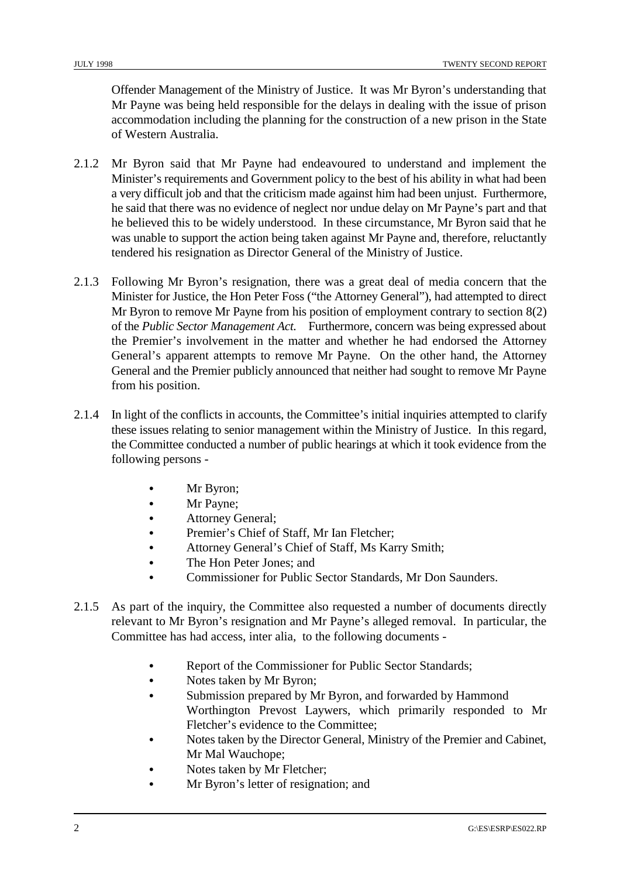Offender Management of the Ministry of Justice. It was Mr Byron's understanding that Mr Payne was being held responsible for the delays in dealing with the issue of prison accommodation including the planning for the construction of a new prison in the State of Western Australia.

2.1.2 Mr Byron said that Mr Payne had endeavoured to understand and implement the Minister's requirements and Government policy to the best of his ability in what had been a very difficult job and that the criticism made against him had been unjust. Furthermore, he said that there was no evidence of neglect nor undue delay on Mr Payne's part and that he believed this to be widely understood. In these circumstance, Mr Byron said that he was unable to support the action being taken against Mr Payne and, therefore, reluctantly tendered his resignation as Director General of the Ministry of Justice.

2.1.3 Following Mr Byron's resignation, there was a great deal of media concern that the Minister for Justice, the Hon Peter Foss ("the Attorney General"), had attempted to direct Mr Byron to remove Mr Payne from his position of employment contrary to section 8(2) of the *Public Sector Management Act.* Furthermore, concern was being expressed about the Premier's involvement in the matter and whether he had endorsed the Attorney General's apparent attempts to remove Mr Payne. On the other hand, the Attorney General and the Premier publicly announced that neither had sought to remove Mr Payne from his position.

2.1.4 In light of the conflicts in accounts, the Committee's initial inquiries attempted to clarify these issues relating to senior management within the Ministry of Justice. In this regard, the Committee conducted a number of public hearings at which it took evidence from the following persons -

- Mr Byron;
- Mr Payne;
- Attorney General;
- Premier's Chief of Staff, Mr Ian Fletcher;
- Attorney General's Chief of Staff, Ms Karry Smith;
- The Hon Peter Jones; and
- Commissioner for Public Sector Standards, Mr Don Saunders.

2.1.5 As part of the inquiry, the Committee also requested a number of documents directly relevant to Mr Byron's resignation and Mr Payne's alleged removal. In particular, the Committee has had access, inter alia, to the following documents -

- Report of the Commissioner for Public Sector Standards;
- Notes taken by Mr Byron;
- Submission prepared by Mr Byron, and forwarded by Hammond Worthington Prevost Laywers, which primarily responded to Mr Fletcher's evidence to the Committee;
- Notes taken by the Director General, Ministry of the Premier and Cabinet, Mr Mal Wauchope;
- Notes taken by Mr Fletcher;
- Mr Byron's letter of resignation; and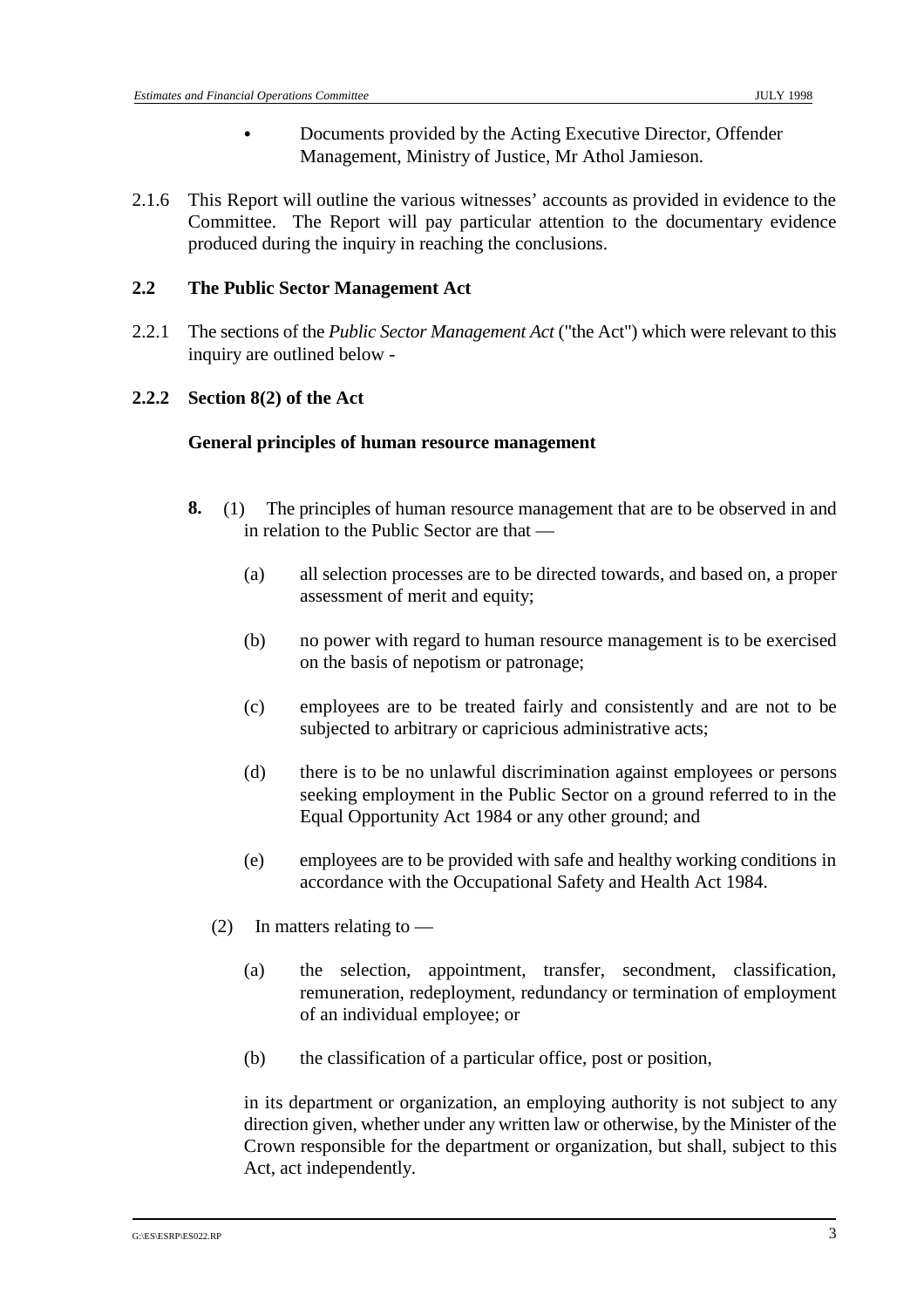- Documents provided by the Acting Executive Director, Offender Management, Ministry of Justice, Mr Athol Jamieson.

2.1.6 This Report will outline the various witnesses' accounts as provided in evidence to the Committee. The Report will pay particular attention to the documentary evidence produced during the inquiry in reaching the conclusions.

## 2.2 The Public Sector Management Act

2.2.1 The sections of the *Public Sector Management Act* ("the Act") which were relevant to this inquiry are outlined below -

### 2.2.2 Section 8(2) of the Act

**General principles of human resource management**

**8.** (1) The principles of human resource management that are to be observed in and in relation to the Public Sector are that —

(a) all selection processes are to be directed towards, and based on, a proper assessment of merit and equity;

(b) no power with regard to human resource management is to be exercised on the basis of nepotism or patronage;

(c) employees are to be treated fairly and consistently and are not to be subjected to arbitrary or capricious administrative acts;

(d) there is to be no unlawful discrimination against employees or persons seeking employment in the Public Sector on a ground referred to in the Equal Opportunity Act 1984 or any other ground; and

(e) employees are to be provided with safe and healthy working conditions in accordance with the Occupational Safety and Health Act 1984.

(2) In matters relating to —

(a) the selection, appointment, transfer, secondment, classification, remuneration, redeployment, redundancy or termination of employment of an individual employee; or

(b) the classification of a particular office, post or position,

in its department or organization, an employing authority is not subject to any direction given, whether under any written law or otherwise, by the Minister of the Crown responsible for the department or organization, but shall, subject to this Act, act independently.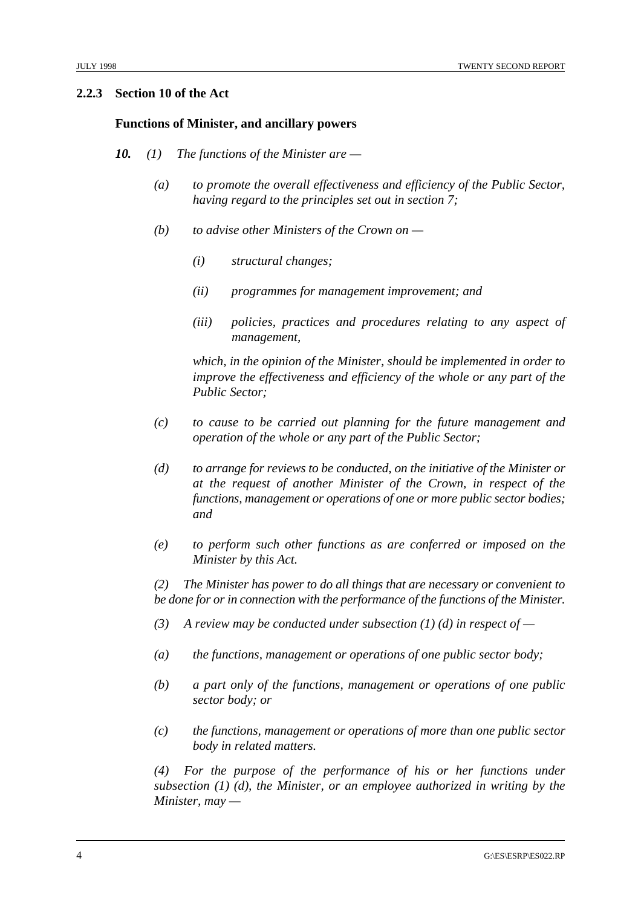### 2.2.3 Section 10 of the Act

**Functions of Minister, and ancillary powers**

***10.*** *(1) The functions of the Minister are —*

*(a) to promote the overall effectiveness and efficiency of the Public Sector, having regard to the principles set out in section 7;*

*(b) to advise other Ministers of the Crown on —*

*(i) structural changes;*

*(ii) programmes for management improvement; and*

*(iii) policies, practices and procedures relating to any aspect of management,*

*which, in the opinion of the Minister, should be implemented in order to improve the effectiveness and efficiency of the whole or any part of the Public Sector;*

*(c) to cause to be carried out planning for the future management and operation of the whole or any part of the Public Sector;*

*(d) to arrange for reviews to be conducted, on the initiative of the Minister or at the request of another Minister of the Crown, in respect of the functions, management or operations of one or more public sector bodies; and*

*(e) to perform such other functions as are conferred or imposed on the Minister by this Act.*

*(2) The Minister has power to do all things that are necessary or convenient to be done for or in connection with the performance of the functions of the Minister.*

*(3) A review may be conducted under subsection (1) (d) in respect of —*

*(a) the functions, management or operations of one public sector body;*

*(b) a part only of the functions, management or operations of one public sector body; or*

*(c) the functions, management or operations of more than one public sector body in related matters.*

*(4) For the purpose of the performance of his or her functions under subsection (1) (d), the Minister, or an employee authorized in writing by the Minister, may —*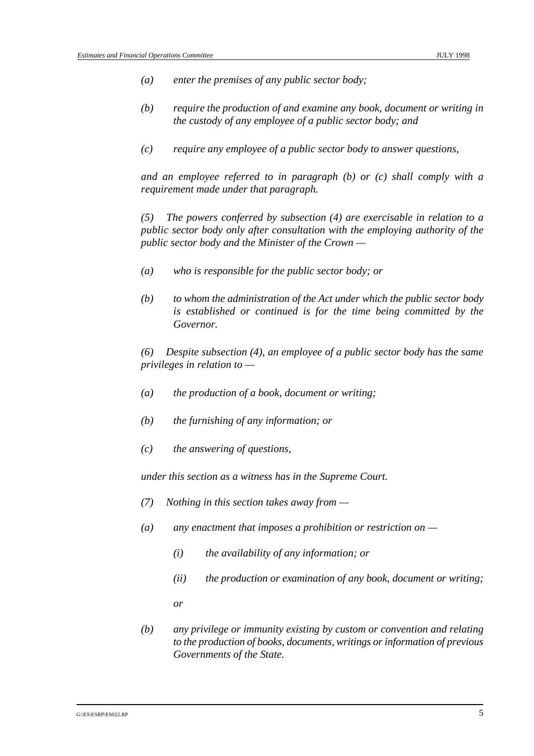*(a) enter the premises of any public sector body;*

*(b) require the production of and examine any book, document or writing in the custody of any employee of a public sector body; and*

*(c) require any employee of a public sector body to answer questions,*

*and an employee referred to in paragraph (b) or (c) shall comply with a requirement made under that paragraph.*

*(5) The powers conferred by subsection (4) are exercisable in relation to a public sector body only after consultation with the employing authority of the public sector body and the Minister of the Crown —*

*(a) who is responsible for the public sector body; or*

*(b) to whom the administration of the Act under which the public sector body is established or continued is for the time being committed by the Governor.*

*(6) Despite subsection (4), an employee of a public sector body has the same privileges in relation to —*

*(a) the production of a book, document or writing;*

*(b) the furnishing of any information; or*

*(c) the answering of questions,*

*under this section as a witness has in the Supreme Court.*

*(7) Nothing in this section takes away from —*

*(a) any enactment that imposes a prohibition or restriction on —*

*(i) the availability of any information; or*

*(ii) the production or examination of any book, document or writing;*

*or*

*(b) any privilege or immunity existing by custom or convention and relating to the production of books, documents, writings or information of previous Governments of the State.*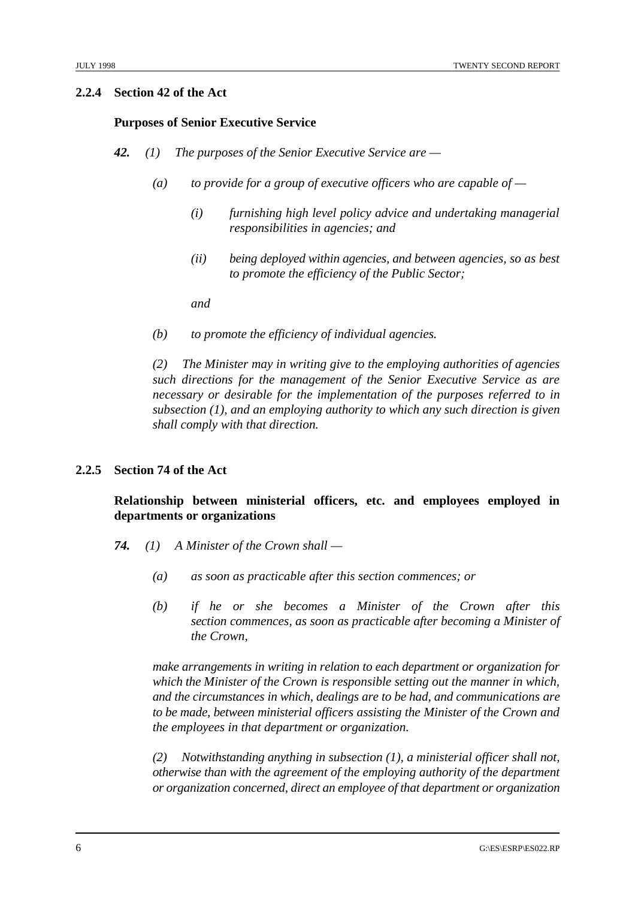### 2.2.4 Section 42 of the Act

**Purposes of Senior Executive Service**

***42.*** *(1) The purposes of the Senior Executive Service are —*

*(a) to provide for a group of executive officers who are capable of —*

*(i) furnishing high level policy advice and undertaking managerial responsibilities in agencies; and*

*(ii) being deployed within agencies, and between agencies, so as best to promote the efficiency of the Public Sector;*

*and*

*(b) to promote the efficiency of individual agencies.*

*(2) The Minister may in writing give to the employing authorities of agencies such directions for the management of the Senior Executive Service as are necessary or desirable for the implementation of the purposes referred to in subsection (1), and an employing authority to which any such direction is given shall comply with that direction.*

### 2.2.5 Section 74 of the Act

**Relationship between ministerial officers, etc. and employees employed in departments or organizations**

***74.*** *(1) A Minister of the Crown shall —*

*(a) as soon as practicable after this section commences; or*

*(b) if he or she becomes a Minister of the Crown after this section commences, as soon as practicable after becoming a Minister of the Crown,*

*make arrangements in writing in relation to each department or organization for which the Minister of the Crown is responsible setting out the manner in which, and the circumstances in which, dealings are to be had, and communications are to be made, between ministerial officers assisting the Minister of the Crown and the employees in that department or organization.*

*(2) Notwithstanding anything in subsection (1), a ministerial officer shall not, otherwise than with the agreement of the employing authority of the department or organization concerned, direct an employee of that department or organization*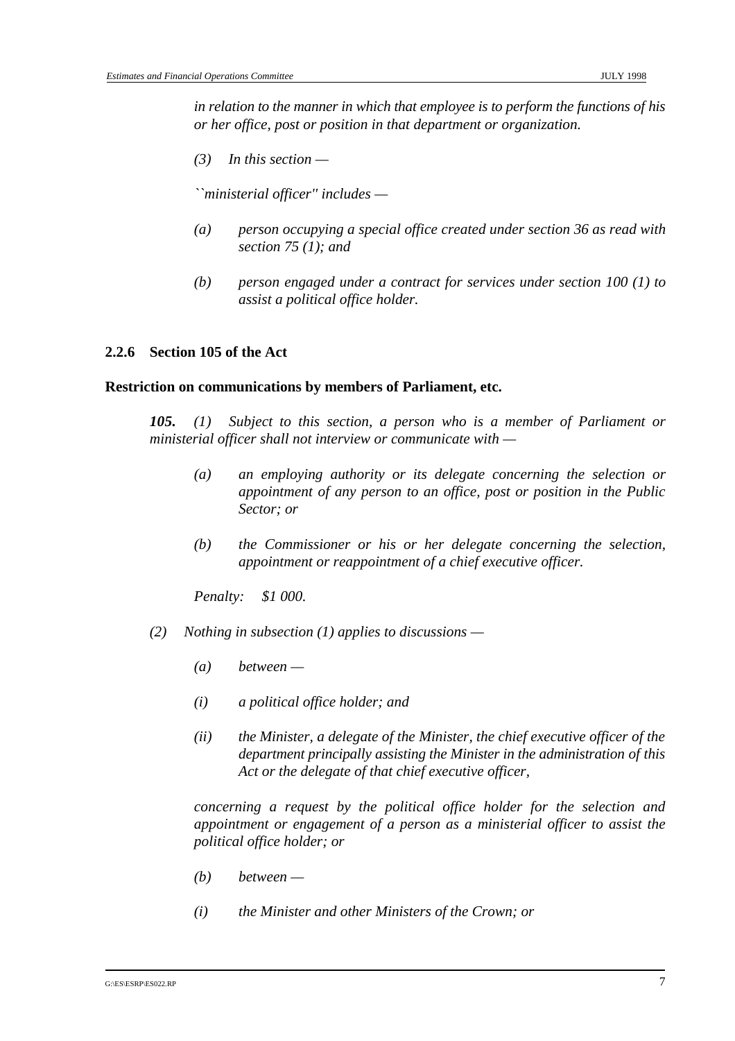*in relation to the manner in which that employee is to perform the functions of his or her office, post or position in that department or organization.*

*(3) In this section —*

*``ministerial officer'' includes —*

*(a) person occupying a special office created under section 36 as read with section 75 (1); and*

*(b) person engaged under a contract for services under section 100 (1) to assist a political office holder.*

### 2.2.6 Section 105 of the Act

**Restriction on communications by members of Parliament, etc.**

***105.*** *(1) Subject to this section, a person who is a member of Parliament or ministerial officer shall not interview or communicate with —*

*(a) an employing authority or its delegate concerning the selection or appointment of any person to an office, post or position in the Public Sector; or*

*(b) the Commissioner or his or her delegate concerning the selection, appointment or reappointment of a chief executive officer.*

*Penalty: $1 000.*

*(2) Nothing in subsection (1) applies to discussions —*

*(a) between —*

*(i) a political office holder; and*

*(ii) the Minister, a delegate of the Minister, the chief executive officer of the department principally assisting the Minister in the administration of this Act or the delegate of that chief executive officer,*

*concerning a request by the political office holder for the selection and appointment or engagement of a person as a ministerial officer to assist the political office holder; or*

*(b) between —*

*(i) the Minister and other Ministers of the Crown; or*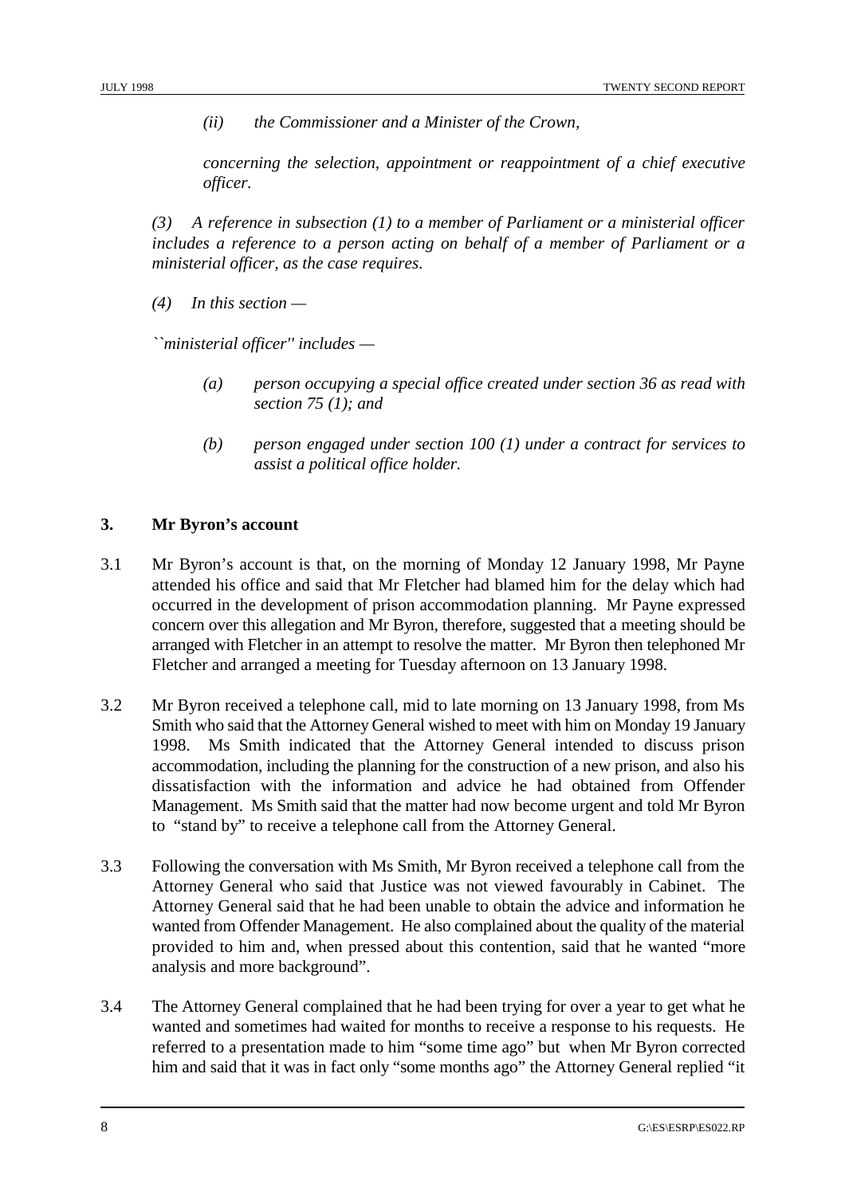*(ii) the Commissioner and a Minister of the Crown,*

*concerning the selection, appointment or reappointment of a chief executive officer.*

*(3) A reference in subsection (1) to a member of Parliament or a ministerial officer includes a reference to a person acting on behalf of a member of Parliament or a ministerial officer, as the case requires.*

*(4) In this section —*

*``ministerial officer'' includes —*

*(a) person occupying a special office created under section 36 as read with section 75 (1); and*

*(b) person engaged under section 100 (1) under a contract for services to assist a political office holder.*

## 3. Mr Byron's account

3.1 Mr Byron's account is that, on the morning of Monday 12 January 1998, Mr Payne attended his office and said that Mr Fletcher had blamed him for the delay which had occurred in the development of prison accommodation planning. Mr Payne expressed concern over this allegation and Mr Byron, therefore, suggested that a meeting should be arranged with Fletcher in an attempt to resolve the matter. Mr Byron then telephoned Mr Fletcher and arranged a meeting for Tuesday afternoon on 13 January 1998.

3.2 Mr Byron received a telephone call, mid to late morning on 13 January 1998, from Ms Smith who said that the Attorney General wished to meet with him on Monday 19 January 1998. Ms Smith indicated that the Attorney General intended to discuss prison accommodation, including the planning for the construction of a new prison, and also his dissatisfaction with the information and advice he had obtained from Offender Management. Ms Smith said that the matter had now become urgent and told Mr Byron to "stand by" to receive a telephone call from the Attorney General.

3.3 Following the conversation with Ms Smith, Mr Byron received a telephone call from the Attorney General who said that Justice was not viewed favourably in Cabinet. The Attorney General said that he had been unable to obtain the advice and information he wanted from Offender Management. He also complained about the quality of the material provided to him and, when pressed about this contention, said that he wanted "more analysis and more background".

3.4 The Attorney General complained that he had been trying for over a year to get what he wanted and sometimes had waited for months to receive a response to his requests. He referred to a presentation made to him "some time ago" but when Mr Byron corrected him and said that it was in fact only "some months ago" the Attorney General replied "it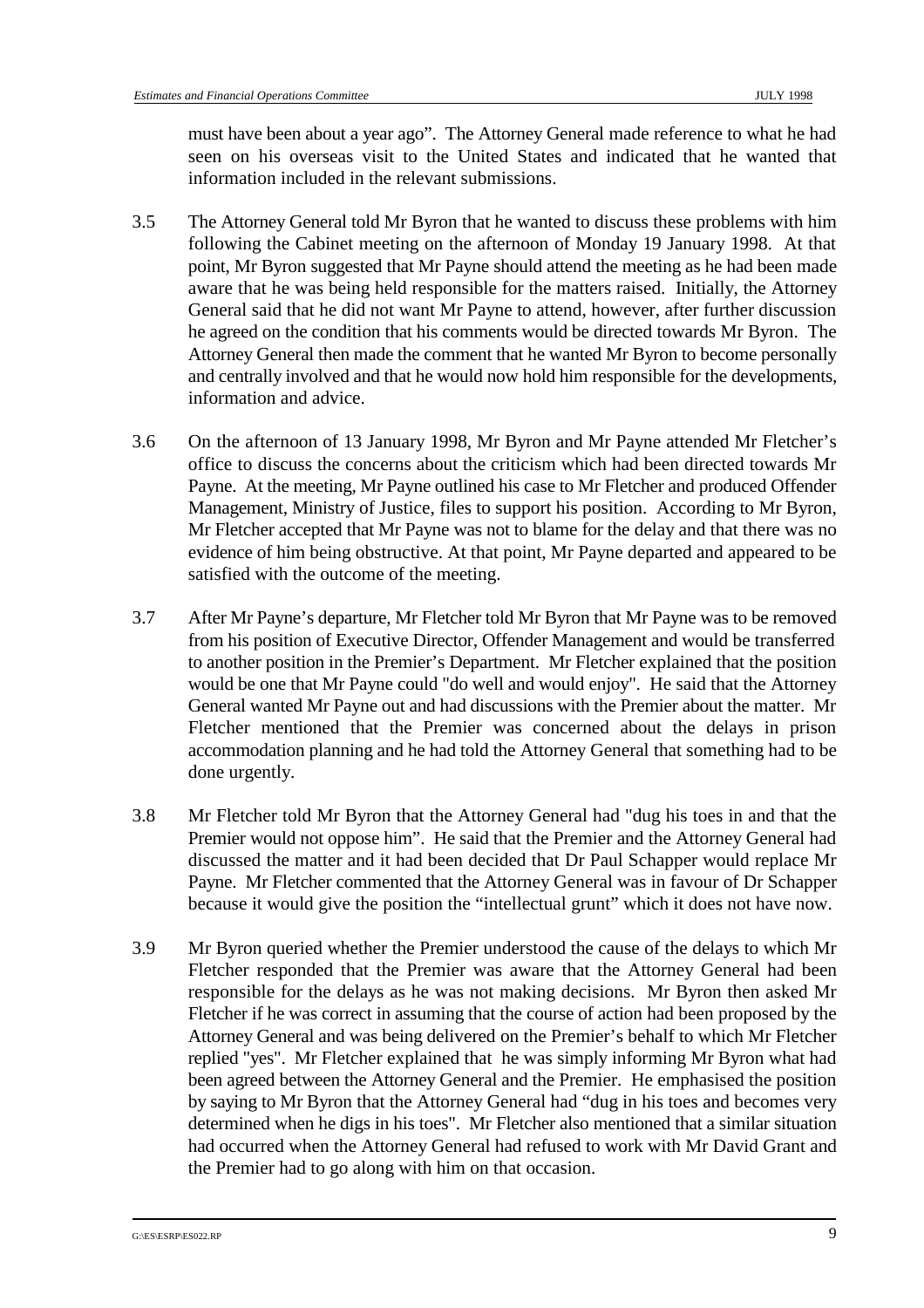must have been about a year ago". The Attorney General made reference to what he had seen on his overseas visit to the United States and indicated that he wanted that information included in the relevant submissions.

3.5 The Attorney General told Mr Byron that he wanted to discuss these problems with him following the Cabinet meeting on the afternoon of Monday 19 January 1998. At that point, Mr Byron suggested that Mr Payne should attend the meeting as he had been made aware that he was being held responsible for the matters raised. Initially, the Attorney General said that he did not want Mr Payne to attend, however, after further discussion he agreed on the condition that his comments would be directed towards Mr Byron. The Attorney General then made the comment that he wanted Mr Byron to become personally and centrally involved and that he would now hold him responsible for the developments, information and advice.

3.6 On the afternoon of 13 January 1998, Mr Byron and Mr Payne attended Mr Fletcher's office to discuss the concerns about the criticism which had been directed towards Mr Payne. At the meeting, Mr Payne outlined his case to Mr Fletcher and produced Offender Management, Ministry of Justice, files to support his position. According to Mr Byron, Mr Fletcher accepted that Mr Payne was not to blame for the delay and that there was no evidence of him being obstructive. At that point, Mr Payne departed and appeared to be satisfied with the outcome of the meeting.

3.7 After Mr Payne's departure, Mr Fletcher told Mr Byron that Mr Payne was to be removed from his position of Executive Director, Offender Management and would be transferred to another position in the Premier's Department. Mr Fletcher explained that the position would be one that Mr Payne could "do well and would enjoy". He said that the Attorney General wanted Mr Payne out and had discussions with the Premier about the matter. Mr Fletcher mentioned that the Premier was concerned about the delays in prison accommodation planning and he had told the Attorney General that something had to be done urgently.

3.8 Mr Fletcher told Mr Byron that the Attorney General had "dug his toes in and that the Premier would not oppose him". He said that the Premier and the Attorney General had discussed the matter and it had been decided that Dr Paul Schapper would replace Mr Payne. Mr Fletcher commented that the Attorney General was in favour of Dr Schapper because it would give the position the "intellectual grunt" which it does not have now.

3.9 Mr Byron queried whether the Premier understood the cause of the delays to which Mr Fletcher responded that the Premier was aware that the Attorney General had been responsible for the delays as he was not making decisions. Mr Byron then asked Mr Fletcher if he was correct in assuming that the course of action had been proposed by the Attorney General and was being delivered on the Premier's behalf to which Mr Fletcher replied "yes". Mr Fletcher explained that he was simply informing Mr Byron what had been agreed between the Attorney General and the Premier. He emphasised the position by saying to Mr Byron that the Attorney General had "dug in his toes and becomes very determined when he digs in his toes". Mr Fletcher also mentioned that a similar situation had occurred when the Attorney General had refused to work with Mr David Grant and the Premier had to go along with him on that occasion.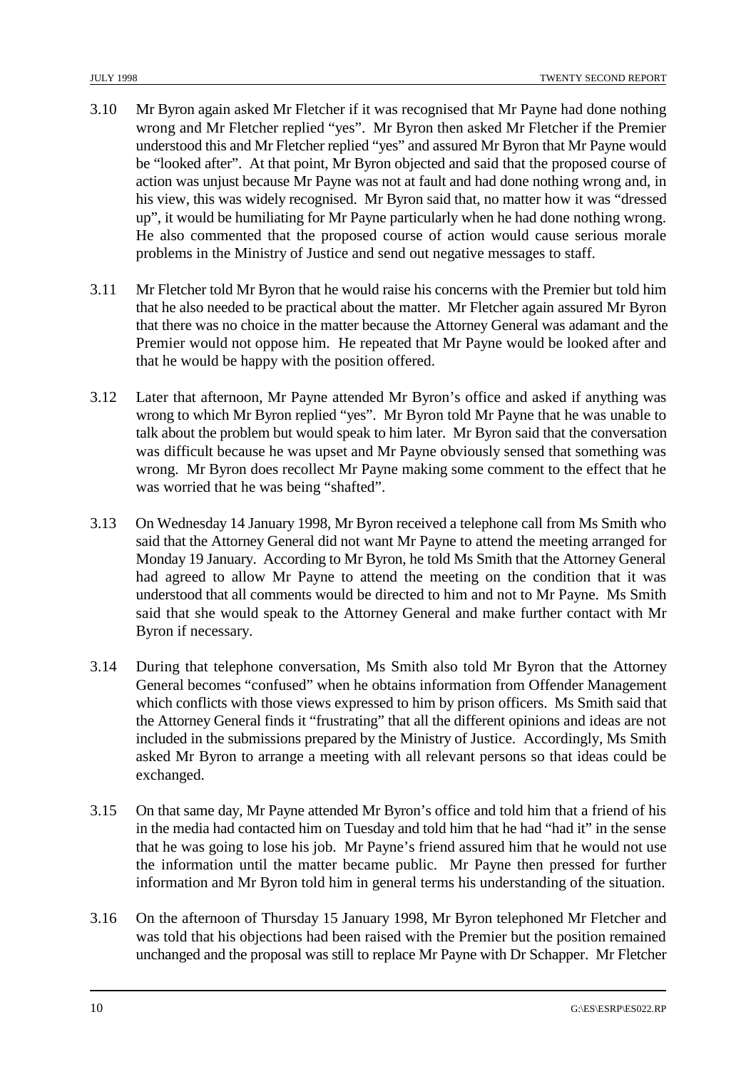3.10 Mr Byron again asked Mr Fletcher if it was recognised that Mr Payne had done nothing wrong and Mr Fletcher replied "yes". Mr Byron then asked Mr Fletcher if the Premier understood this and Mr Fletcher replied "yes" and assured Mr Byron that Mr Payne would be "looked after". At that point, Mr Byron objected and said that the proposed course of action was unjust because Mr Payne was not at fault and had done nothing wrong and, in his view, this was widely recognised. Mr Byron said that, no matter how it was "dressed up", it would be humiliating for Mr Payne particularly when he had done nothing wrong. He also commented that the proposed course of action would cause serious morale problems in the Ministry of Justice and send out negative messages to staff.

3.11 Mr Fletcher told Mr Byron that he would raise his concerns with the Premier but told him that he also needed to be practical about the matter. Mr Fletcher again assured Mr Byron that there was no choice in the matter because the Attorney General was adamant and the Premier would not oppose him. He repeated that Mr Payne would be looked after and that he would be happy with the position offered.

3.12 Later that afternoon, Mr Payne attended Mr Byron's office and asked if anything was wrong to which Mr Byron replied "yes". Mr Byron told Mr Payne that he was unable to talk about the problem but would speak to him later. Mr Byron said that the conversation was difficult because he was upset and Mr Payne obviously sensed that something was wrong. Mr Byron does recollect Mr Payne making some comment to the effect that he was worried that he was being "shafted".

3.13 On Wednesday 14 January 1998, Mr Byron received a telephone call from Ms Smith who said that the Attorney General did not want Mr Payne to attend the meeting arranged for Monday 19 January. According to Mr Byron, he told Ms Smith that the Attorney General had agreed to allow Mr Payne to attend the meeting on the condition that it was understood that all comments would be directed to him and not to Mr Payne. Ms Smith said that she would speak to the Attorney General and make further contact with Mr Byron if necessary.

3.14 During that telephone conversation, Ms Smith also told Mr Byron that the Attorney General becomes "confused" when he obtains information from Offender Management which conflicts with those views expressed to him by prison officers. Ms Smith said that the Attorney General finds it "frustrating" that all the different opinions and ideas are not included in the submissions prepared by the Ministry of Justice. Accordingly, Ms Smith asked Mr Byron to arrange a meeting with all relevant persons so that ideas could be exchanged.

3.15 On that same day, Mr Payne attended Mr Byron's office and told him that a friend of his in the media had contacted him on Tuesday and told him that he had "had it" in the sense that he was going to lose his job. Mr Payne's friend assured him that he would not use the information until the matter became public. Mr Payne then pressed for further information and Mr Byron told him in general terms his understanding of the situation.

3.16 On the afternoon of Thursday 15 January 1998, Mr Byron telephoned Mr Fletcher and was told that his objections had been raised with the Premier but the position remained unchanged and the proposal was still to replace Mr Payne with Dr Schapper. Mr Fletcher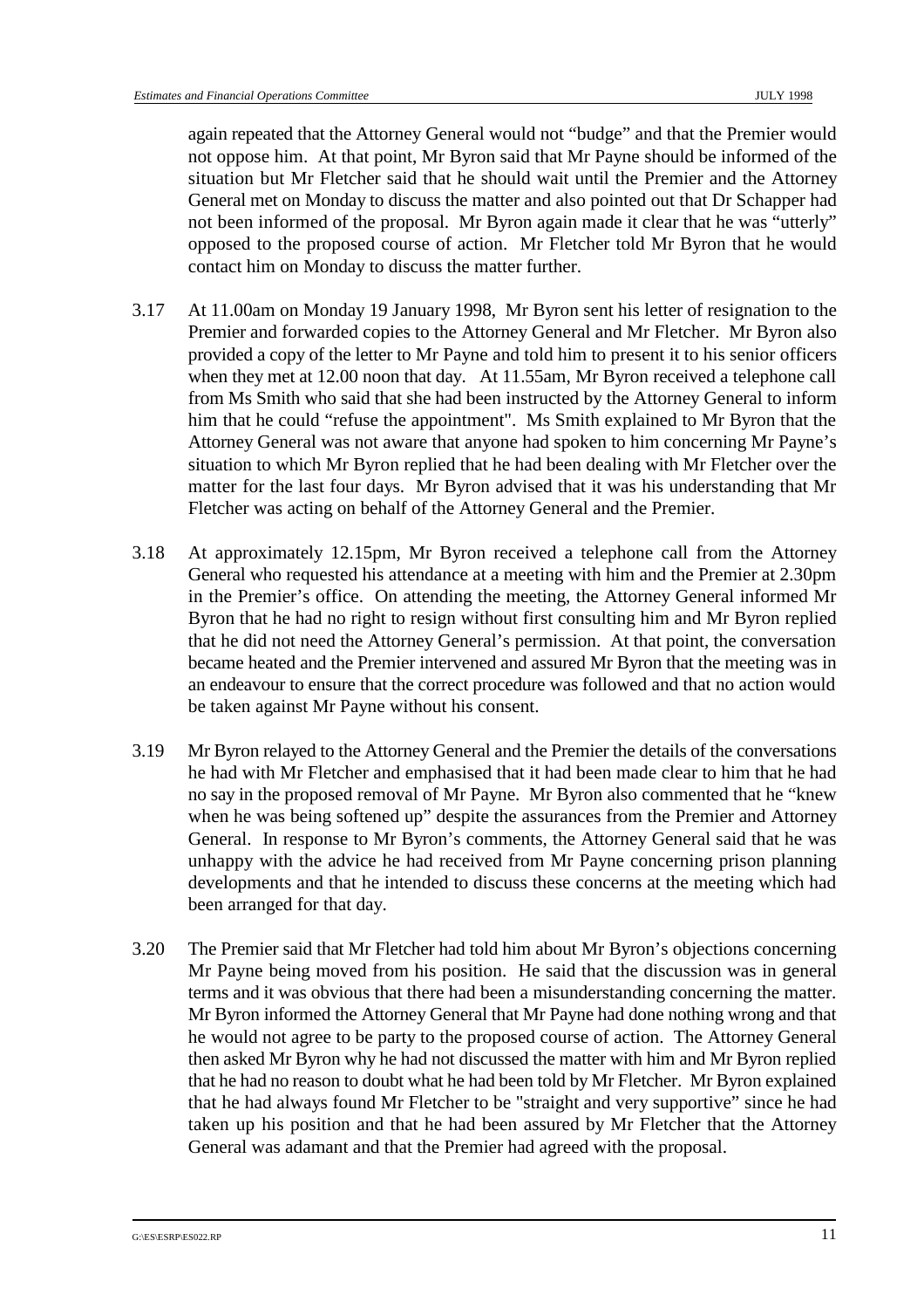again repeated that the Attorney General would not "budge" and that the Premier would not oppose him. At that point, Mr Byron said that Mr Payne should be informed of the situation but Mr Fletcher said that he should wait until the Premier and the Attorney General met on Monday to discuss the matter and also pointed out that Dr Schapper had not been informed of the proposal. Mr Byron again made it clear that he was "utterly" opposed to the proposed course of action. Mr Fletcher told Mr Byron that he would contact him on Monday to discuss the matter further.

3.17 At 11.00am on Monday 19 January 1998, Mr Byron sent his letter of resignation to the Premier and forwarded copies to the Attorney General and Mr Fletcher. Mr Byron also provided a copy of the letter to Mr Payne and told him to present it to his senior officers when they met at 12.00 noon that day. At 11.55am, Mr Byron received a telephone call from Ms Smith who said that she had been instructed by the Attorney General to inform him that he could "refuse the appointment". Ms Smith explained to Mr Byron that the Attorney General was not aware that anyone had spoken to him concerning Mr Payne's situation to which Mr Byron replied that he had been dealing with Mr Fletcher over the matter for the last four days. Mr Byron advised that it was his understanding that Mr Fletcher was acting on behalf of the Attorney General and the Premier.

3.18 At approximately 12.15pm, Mr Byron received a telephone call from the Attorney General who requested his attendance at a meeting with him and the Premier at 2.30pm in the Premier's office. On attending the meeting, the Attorney General informed Mr Byron that he had no right to resign without first consulting him and Mr Byron replied that he did not need the Attorney General's permission. At that point, the conversation became heated and the Premier intervened and assured Mr Byron that the meeting was in an endeavour to ensure that the correct procedure was followed and that no action would be taken against Mr Payne without his consent.

3.19 Mr Byron relayed to the Attorney General and the Premier the details of the conversations he had with Mr Fletcher and emphasised that it had been made clear to him that he had no say in the proposed removal of Mr Payne. Mr Byron also commented that he "knew when he was being softened up" despite the assurances from the Premier and Attorney General. In response to Mr Byron's comments, the Attorney General said that he was unhappy with the advice he had received from Mr Payne concerning prison planning developments and that he intended to discuss these concerns at the meeting which had been arranged for that day.

3.20 The Premier said that Mr Fletcher had told him about Mr Byron's objections concerning Mr Payne being moved from his position. He said that the discussion was in general terms and it was obvious that there had been a misunderstanding concerning the matter. Mr Byron informed the Attorney General that Mr Payne had done nothing wrong and that he would not agree to be party to the proposed course of action. The Attorney General then asked Mr Byron why he had not discussed the matter with him and Mr Byron replied that he had no reason to doubt what he had been told by Mr Fletcher. Mr Byron explained that he had always found Mr Fletcher to be "straight and very supportive" since he had taken up his position and that he had been assured by Mr Fletcher that the Attorney General was adamant and that the Premier had agreed with the proposal.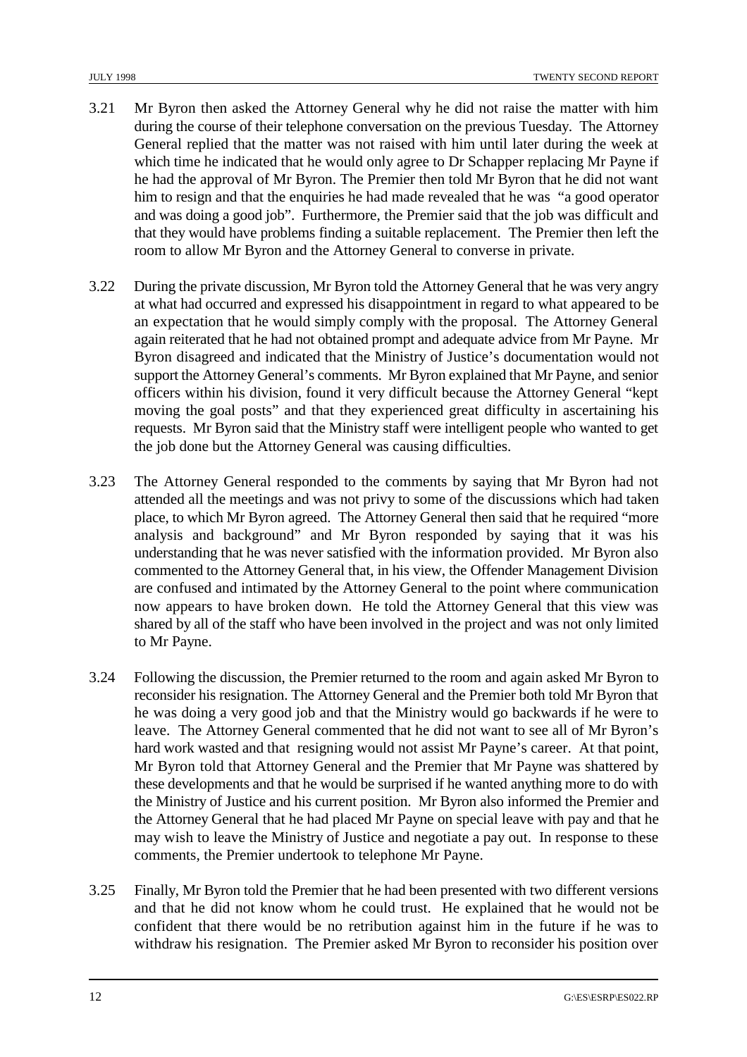3.21 Mr Byron then asked the Attorney General why he did not raise the matter with him during the course of their telephone conversation on the previous Tuesday. The Attorney General replied that the matter was not raised with him until later during the week at which time he indicated that he would only agree to Dr Schapper replacing Mr Payne if he had the approval of Mr Byron. The Premier then told Mr Byron that he did not want him to resign and that the enquiries he had made revealed that he was "a good operator and was doing a good job". Furthermore, the Premier said that the job was difficult and that they would have problems finding a suitable replacement. The Premier then left the room to allow Mr Byron and the Attorney General to converse in private.

3.22 During the private discussion, Mr Byron told the Attorney General that he was very angry at what had occurred and expressed his disappointment in regard to what appeared to be an expectation that he would simply comply with the proposal. The Attorney General again reiterated that he had not obtained prompt and adequate advice from Mr Payne. Mr Byron disagreed and indicated that the Ministry of Justice's documentation would not support the Attorney General's comments. Mr Byron explained that Mr Payne, and senior officers within his division, found it very difficult because the Attorney General "kept moving the goal posts" and that they experienced great difficulty in ascertaining his requests. Mr Byron said that the Ministry staff were intelligent people who wanted to get the job done but the Attorney General was causing difficulties.

3.23 The Attorney General responded to the comments by saying that Mr Byron had not attended all the meetings and was not privy to some of the discussions which had taken place, to which Mr Byron agreed. The Attorney General then said that he required "more analysis and background" and Mr Byron responded by saying that it was his understanding that he was never satisfied with the information provided. Mr Byron also commented to the Attorney General that, in his view, the Offender Management Division are confused and intimated by the Attorney General to the point where communication now appears to have broken down. He told the Attorney General that this view was shared by all of the staff who have been involved in the project and was not only limited to Mr Payne.

3.24 Following the discussion, the Premier returned to the room and again asked Mr Byron to reconsider his resignation. The Attorney General and the Premier both told Mr Byron that he was doing a very good job and that the Ministry would go backwards if he were to leave. The Attorney General commented that he did not want to see all of Mr Byron's hard work wasted and that resigning would not assist Mr Payne's career. At that point, Mr Byron told that Attorney General and the Premier that Mr Payne was shattered by these developments and that he would be surprised if he wanted anything more to do with the Ministry of Justice and his current position. Mr Byron also informed the Premier and the Attorney General that he had placed Mr Payne on special leave with pay and that he may wish to leave the Ministry of Justice and negotiate a pay out. In response to these comments, the Premier undertook to telephone Mr Payne.

3.25 Finally, Mr Byron told the Premier that he had been presented with two different versions and that he did not know whom he could trust. He explained that he would not be confident that there would be no retribution against him in the future if he was to withdraw his resignation. The Premier asked Mr Byron to reconsider his position over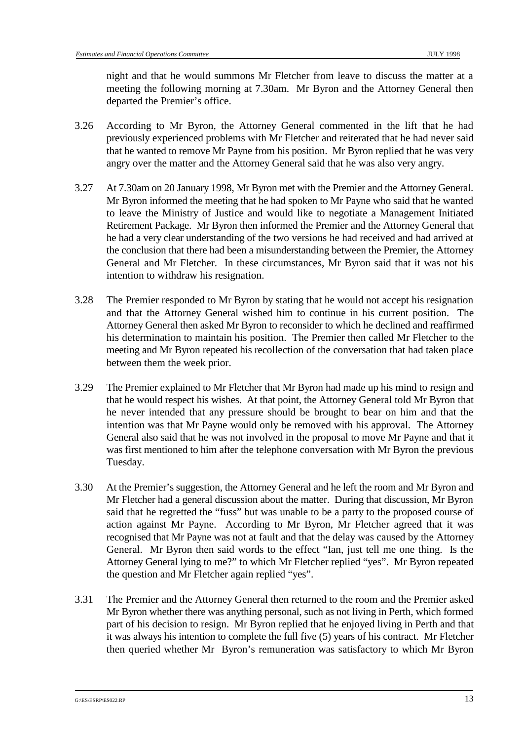night and that he would summons Mr Fletcher from leave to discuss the matter at a meeting the following morning at 7.30am. Mr Byron and the Attorney General then departed the Premier's office.

3.26 According to Mr Byron, the Attorney General commented in the lift that he had previously experienced problems with Mr Fletcher and reiterated that he had never said that he wanted to remove Mr Payne from his position. Mr Byron replied that he was very angry over the matter and the Attorney General said that he was also very angry.

3.27 At 7.30am on 20 January 1998, Mr Byron met with the Premier and the Attorney General. Mr Byron informed the meeting that he had spoken to Mr Payne who said that he wanted to leave the Ministry of Justice and would like to negotiate a Management Initiated Retirement Package. Mr Byron then informed the Premier and the Attorney General that he had a very clear understanding of the two versions he had received and had arrived at the conclusion that there had been a misunderstanding between the Premier, the Attorney General and Mr Fletcher. In these circumstances, Mr Byron said that it was not his intention to withdraw his resignation.

3.28 The Premier responded to Mr Byron by stating that he would not accept his resignation and that the Attorney General wished him to continue in his current position. The Attorney General then asked Mr Byron to reconsider to which he declined and reaffirmed his determination to maintain his position. The Premier then called Mr Fletcher to the meeting and Mr Byron repeated his recollection of the conversation that had taken place between them the week prior.

3.29 The Premier explained to Mr Fletcher that Mr Byron had made up his mind to resign and that he would respect his wishes. At that point, the Attorney General told Mr Byron that he never intended that any pressure should be brought to bear on him and that the intention was that Mr Payne would only be removed with his approval. The Attorney General also said that he was not involved in the proposal to move Mr Payne and that it was first mentioned to him after the telephone conversation with Mr Byron the previous Tuesday.

3.30 At the Premier's suggestion, the Attorney General and he left the room and Mr Byron and Mr Fletcher had a general discussion about the matter. During that discussion, Mr Byron said that he regretted the "fuss" but was unable to be a party to the proposed course of action against Mr Payne. According to Mr Byron, Mr Fletcher agreed that it was recognised that Mr Payne was not at fault and that the delay was caused by the Attorney General. Mr Byron then said words to the effect "Ian, just tell me one thing. Is the Attorney General lying to me?" to which Mr Fletcher replied "yes". Mr Byron repeated the question and Mr Fletcher again replied "yes".

3.31 The Premier and the Attorney General then returned to the room and the Premier asked Mr Byron whether there was anything personal, such as not living in Perth, which formed part of his decision to resign. Mr Byron replied that he enjoyed living in Perth and that it was always his intention to complete the full five (5) years of his contract. Mr Fletcher then queried whether Mr Byron's remuneration was satisfactory to which Mr Byron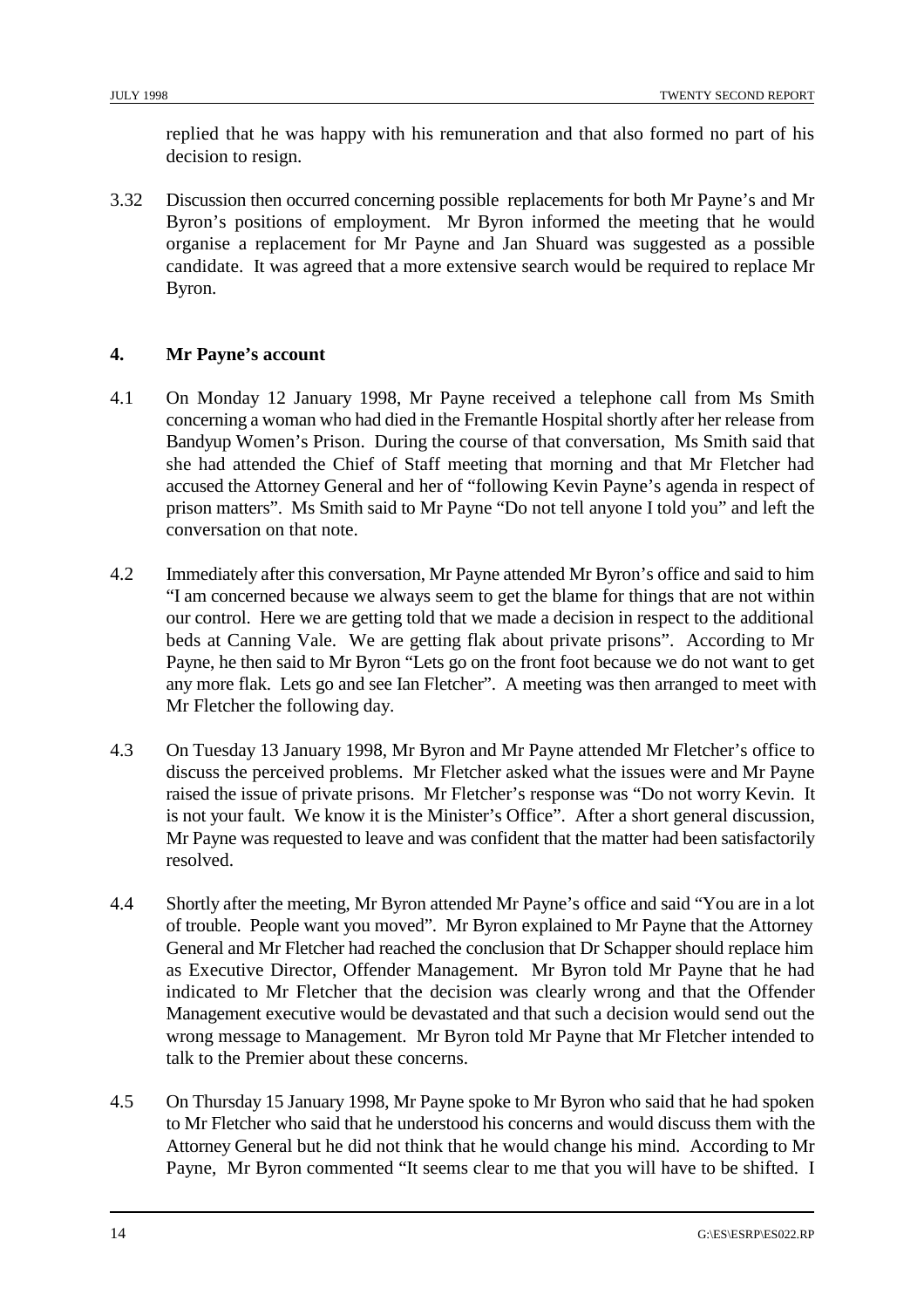replied that he was happy with his remuneration and that also formed no part of his decision to resign.

3.32 Discussion then occurred concerning possible replacements for both Mr Payne's and Mr Byron's positions of employment. Mr Byron informed the meeting that he would organise a replacement for Mr Payne and Jan Shuard was suggested as a possible candidate. It was agreed that a more extensive search would be required to replace Mr Byron.

## 4. Mr Payne's account

4.1 On Monday 12 January 1998, Mr Payne received a telephone call from Ms Smith concerning a woman who had died in the Fremantle Hospital shortly after her release from Bandyup Women's Prison. During the course of that conversation, Ms Smith said that she had attended the Chief of Staff meeting that morning and that Mr Fletcher had accused the Attorney General and her of "following Kevin Payne's agenda in respect of prison matters". Ms Smith said to Mr Payne "Do not tell anyone I told you" and left the conversation on that note.

4.2 Immediately after this conversation, Mr Payne attended Mr Byron's office and said to him "I am concerned because we always seem to get the blame for things that are not within our control. Here we are getting told that we made a decision in respect to the additional beds at Canning Vale. We are getting flak about private prisons". According to Mr Payne, he then said to Mr Byron "Lets go on the front foot because we do not want to get any more flak. Lets go and see Ian Fletcher". A meeting was then arranged to meet with Mr Fletcher the following day.

4.3 On Tuesday 13 January 1998, Mr Byron and Mr Payne attended Mr Fletcher's office to discuss the perceived problems. Mr Fletcher asked what the issues were and Mr Payne raised the issue of private prisons. Mr Fletcher's response was "Do not worry Kevin. It is not your fault. We know it is the Minister's Office". After a short general discussion, Mr Payne was requested to leave and was confident that the matter had been satisfactorily resolved.

4.4 Shortly after the meeting, Mr Byron attended Mr Payne's office and said "You are in a lot of trouble. People want you moved". Mr Byron explained to Mr Payne that the Attorney General and Mr Fletcher had reached the conclusion that Dr Schapper should replace him as Executive Director, Offender Management. Mr Byron told Mr Payne that he had indicated to Mr Fletcher that the decision was clearly wrong and that the Offender Management executive would be devastated and that such a decision would send out the wrong message to Management. Mr Byron told Mr Payne that Mr Fletcher intended to talk to the Premier about these concerns.

4.5 On Thursday 15 January 1998, Mr Payne spoke to Mr Byron who said that he had spoken to Mr Fletcher who said that he understood his concerns and would discuss them with the Attorney General but he did not think that he would change his mind. According to Mr Payne, Mr Byron commented "It seems clear to me that you will have to be shifted. I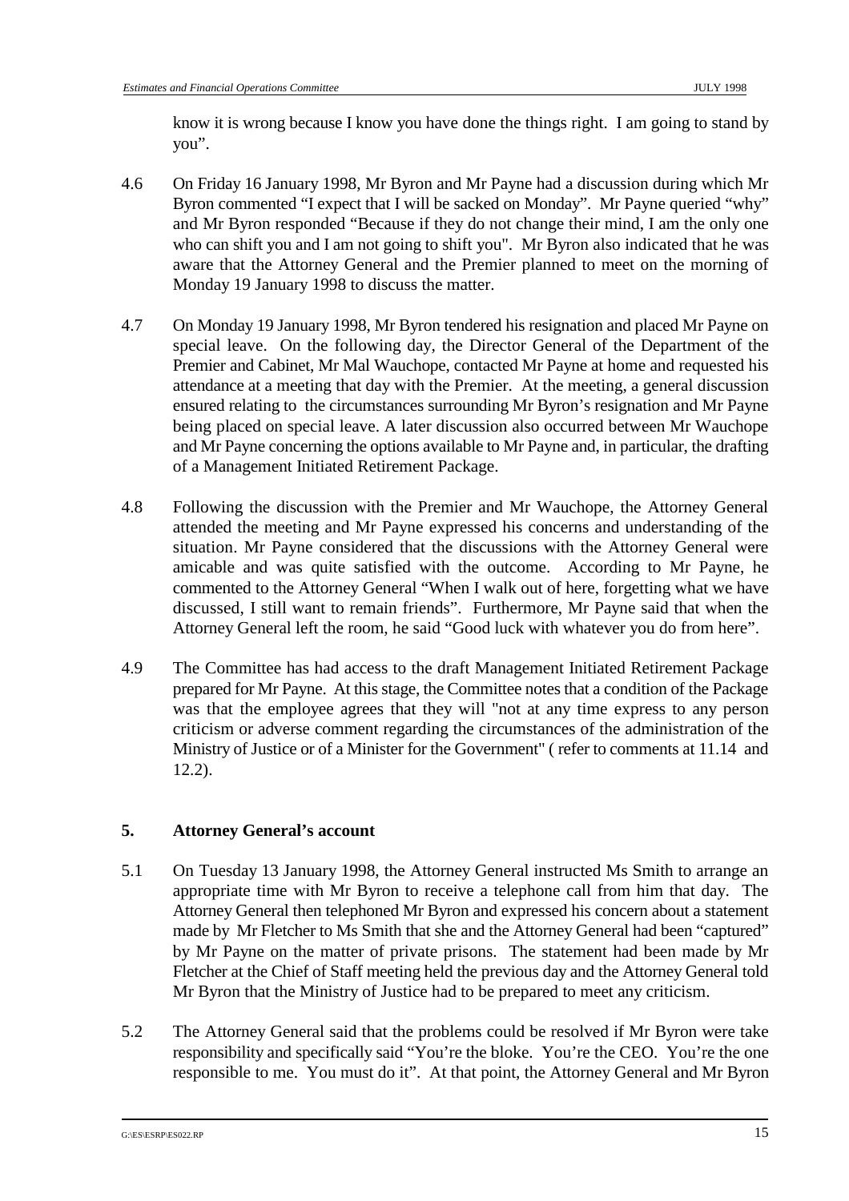know it is wrong because I know you have done the things right. I am going to stand by you".

4.6 On Friday 16 January 1998, Mr Byron and Mr Payne had a discussion during which Mr Byron commented "I expect that I will be sacked on Monday". Mr Payne queried "why" and Mr Byron responded "Because if they do not change their mind, I am the only one who can shift you and I am not going to shift you". Mr Byron also indicated that he was aware that the Attorney General and the Premier planned to meet on the morning of Monday 19 January 1998 to discuss the matter.

4.7 On Monday 19 January 1998, Mr Byron tendered his resignation and placed Mr Payne on special leave. On the following day, the Director General of the Department of the Premier and Cabinet, Mr Mal Wauchope, contacted Mr Payne at home and requested his attendance at a meeting that day with the Premier. At the meeting, a general discussion ensured relating to the circumstances surrounding Mr Byron's resignation and Mr Payne being placed on special leave. A later discussion also occurred between Mr Wauchope and Mr Payne concerning the options available to Mr Payne and, in particular, the drafting of a Management Initiated Retirement Package.

4.8 Following the discussion with the Premier and Mr Wauchope, the Attorney General attended the meeting and Mr Payne expressed his concerns and understanding of the situation. Mr Payne considered that the discussions with the Attorney General were amicable and was quite satisfied with the outcome. According to Mr Payne, he commented to the Attorney General "When I walk out of here, forgetting what we have discussed, I still want to remain friends". Furthermore, Mr Payne said that when the Attorney General left the room, he said "Good luck with whatever you do from here".

4.9 The Committee has had access to the draft Management Initiated Retirement Package prepared for Mr Payne. At this stage, the Committee notes that a condition of the Package was that the employee agrees that they will "not at any time express to any person criticism or adverse comment regarding the circumstances of the administration of the Ministry of Justice or of a Minister for the Government" ( refer to comments at 11.14 and 12.2).

## 5. Attorney General's account

5.1 On Tuesday 13 January 1998, the Attorney General instructed Ms Smith to arrange an appropriate time with Mr Byron to receive a telephone call from him that day. The Attorney General then telephoned Mr Byron and expressed his concern about a statement made by Mr Fletcher to Ms Smith that she and the Attorney General had been "captured" by Mr Payne on the matter of private prisons. The statement had been made by Mr Fletcher at the Chief of Staff meeting held the previous day and the Attorney General told Mr Byron that the Ministry of Justice had to be prepared to meet any criticism.

5.2 The Attorney General said that the problems could be resolved if Mr Byron were take responsibility and specifically said "You're the bloke. You're the CEO. You're the one responsible to me. You must do it". At that point, the Attorney General and Mr Byron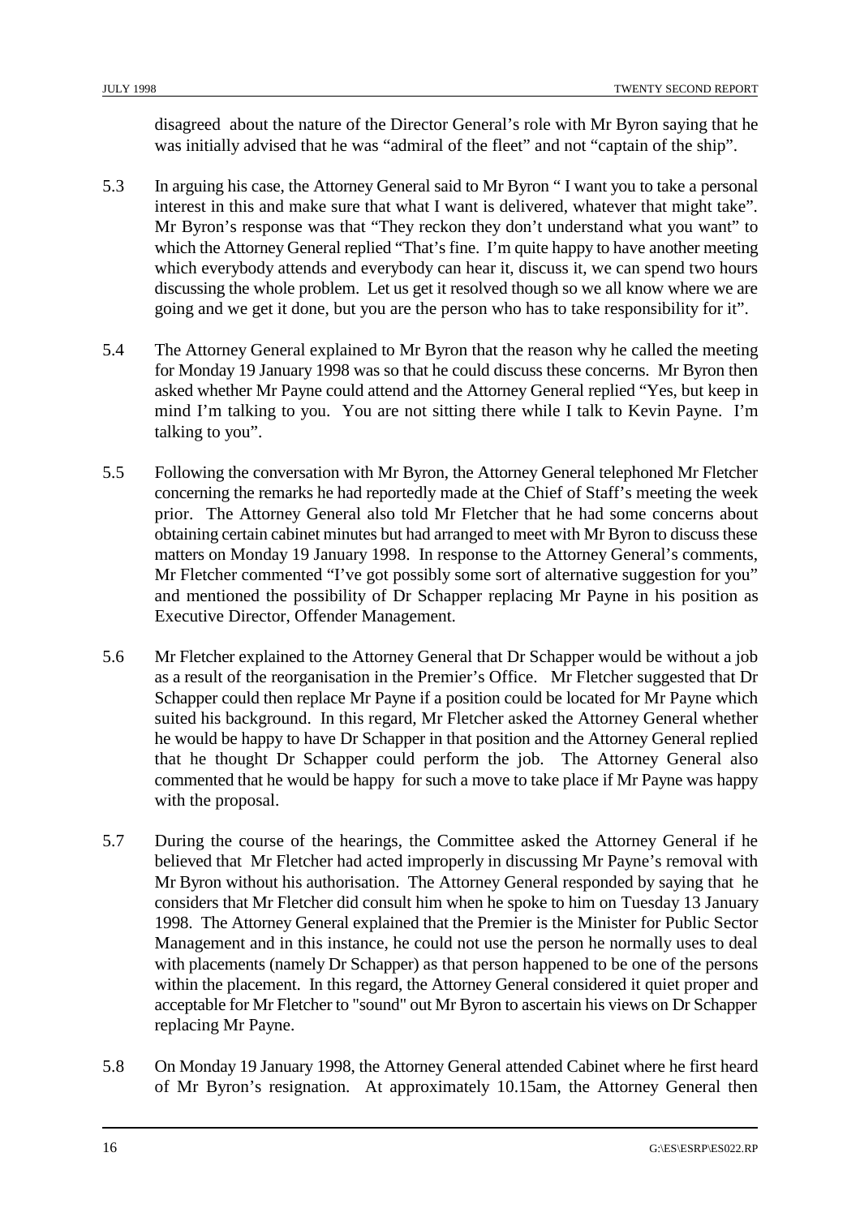disagreed about the nature of the Director General's role with Mr Byron saying that he was initially advised that he was "admiral of the fleet" and not "captain of the ship".

5.3 In arguing his case, the Attorney General said to Mr Byron " I want you to take a personal interest in this and make sure that what I want is delivered, whatever that might take". Mr Byron's response was that "They reckon they don't understand what you want" to which the Attorney General replied "That's fine. I'm quite happy to have another meeting which everybody attends and everybody can hear it, discuss it, we can spend two hours discussing the whole problem. Let us get it resolved though so we all know where we are going and we get it done, but you are the person who has to take responsibility for it".

5.4 The Attorney General explained to Mr Byron that the reason why he called the meeting for Monday 19 January 1998 was so that he could discuss these concerns. Mr Byron then asked whether Mr Payne could attend and the Attorney General replied "Yes, but keep in mind I'm talking to you. You are not sitting there while I talk to Kevin Payne. I'm talking to you".

5.5 Following the conversation with Mr Byron, the Attorney General telephoned Mr Fletcher concerning the remarks he had reportedly made at the Chief of Staff's meeting the week prior. The Attorney General also told Mr Fletcher that he had some concerns about obtaining certain cabinet minutes but had arranged to meet with Mr Byron to discuss these matters on Monday 19 January 1998. In response to the Attorney General's comments, Mr Fletcher commented "I've got possibly some sort of alternative suggestion for you" and mentioned the possibility of Dr Schapper replacing Mr Payne in his position as Executive Director, Offender Management.

5.6 Mr Fletcher explained to the Attorney General that Dr Schapper would be without a job as a result of the reorganisation in the Premier's Office. Mr Fletcher suggested that Dr Schapper could then replace Mr Payne if a position could be located for Mr Payne which suited his background. In this regard, Mr Fletcher asked the Attorney General whether he would be happy to have Dr Schapper in that position and the Attorney General replied that he thought Dr Schapper could perform the job. The Attorney General also commented that he would be happy for such a move to take place if Mr Payne was happy with the proposal.

5.7 During the course of the hearings, the Committee asked the Attorney General if he believed that Mr Fletcher had acted improperly in discussing Mr Payne's removal with Mr Byron without his authorisation. The Attorney General responded by saying that he considers that Mr Fletcher did consult him when he spoke to him on Tuesday 13 January 1998. The Attorney General explained that the Premier is the Minister for Public Sector Management and in this instance, he could not use the person he normally uses to deal with placements (namely Dr Schapper) as that person happened to be one of the persons within the placement. In this regard, the Attorney General considered it quiet proper and acceptable for Mr Fletcher to "sound" out Mr Byron to ascertain his views on Dr Schapper replacing Mr Payne.

5.8 On Monday 19 January 1998, the Attorney General attended Cabinet where he first heard of Mr Byron's resignation. At approximately 10.15am, the Attorney General then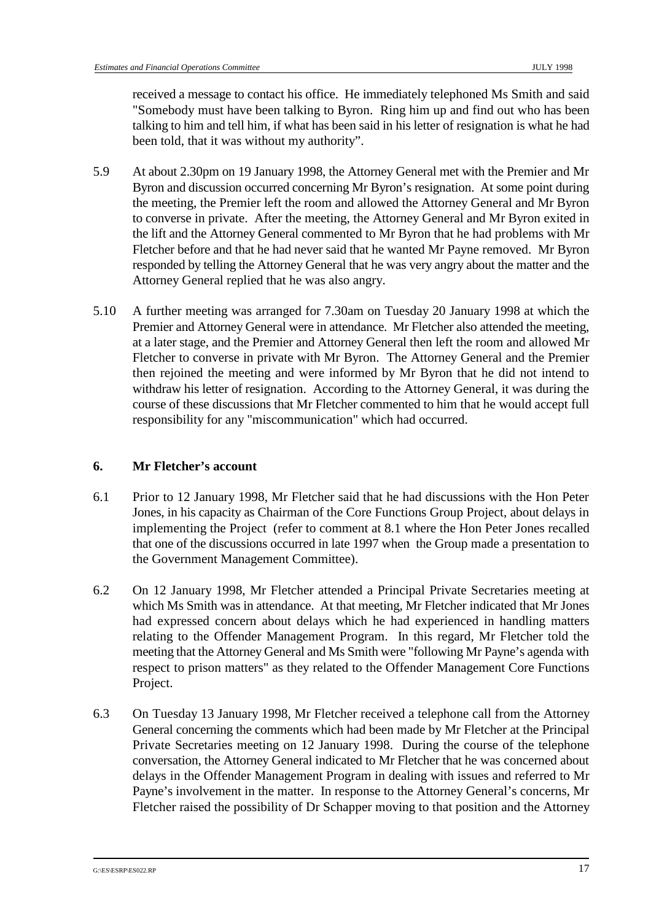received a message to contact his office. He immediately telephoned Ms Smith and said "Somebody must have been talking to Byron. Ring him up and find out who has been talking to him and tell him, if what has been said in his letter of resignation is what he had been told, that it was without my authority".

5.9 At about 2.30pm on 19 January 1998, the Attorney General met with the Premier and Mr Byron and discussion occurred concerning Mr Byron's resignation. At some point during the meeting, the Premier left the room and allowed the Attorney General and Mr Byron to converse in private. After the meeting, the Attorney General and Mr Byron exited in the lift and the Attorney General commented to Mr Byron that he had problems with Mr Fletcher before and that he had never said that he wanted Mr Payne removed. Mr Byron responded by telling the Attorney General that he was very angry about the matter and the Attorney General replied that he was also angry.

5.10 A further meeting was arranged for 7.30am on Tuesday 20 January 1998 at which the Premier and Attorney General were in attendance. Mr Fletcher also attended the meeting, at a later stage, and the Premier and Attorney General then left the room and allowed Mr Fletcher to converse in private with Mr Byron. The Attorney General and the Premier then rejoined the meeting and were informed by Mr Byron that he did not intend to withdraw his letter of resignation. According to the Attorney General, it was during the course of these discussions that Mr Fletcher commented to him that he would accept full responsibility for any "miscommunication" which had occurred.

## 6. Mr Fletcher's account

6.1 Prior to 12 January 1998, Mr Fletcher said that he had discussions with the Hon Peter Jones, in his capacity as Chairman of the Core Functions Group Project, about delays in implementing the Project (refer to comment at 8.1 where the Hon Peter Jones recalled that one of the discussions occurred in late 1997 when the Group made a presentation to the Government Management Committee).

6.2 On 12 January 1998, Mr Fletcher attended a Principal Private Secretaries meeting at which Ms Smith was in attendance. At that meeting, Mr Fletcher indicated that Mr Jones had expressed concern about delays which he had experienced in handling matters relating to the Offender Management Program. In this regard, Mr Fletcher told the meeting that the Attorney General and Ms Smith were "following Mr Payne's agenda with respect to prison matters" as they related to the Offender Management Core Functions Project.

6.3 On Tuesday 13 January 1998, Mr Fletcher received a telephone call from the Attorney General concerning the comments which had been made by Mr Fletcher at the Principal Private Secretaries meeting on 12 January 1998. During the course of the telephone conversation, the Attorney General indicated to Mr Fletcher that he was concerned about delays in the Offender Management Program in dealing with issues and referred to Mr Payne's involvement in the matter. In response to the Attorney General's concerns, Mr Fletcher raised the possibility of Dr Schapper moving to that position and the Attorney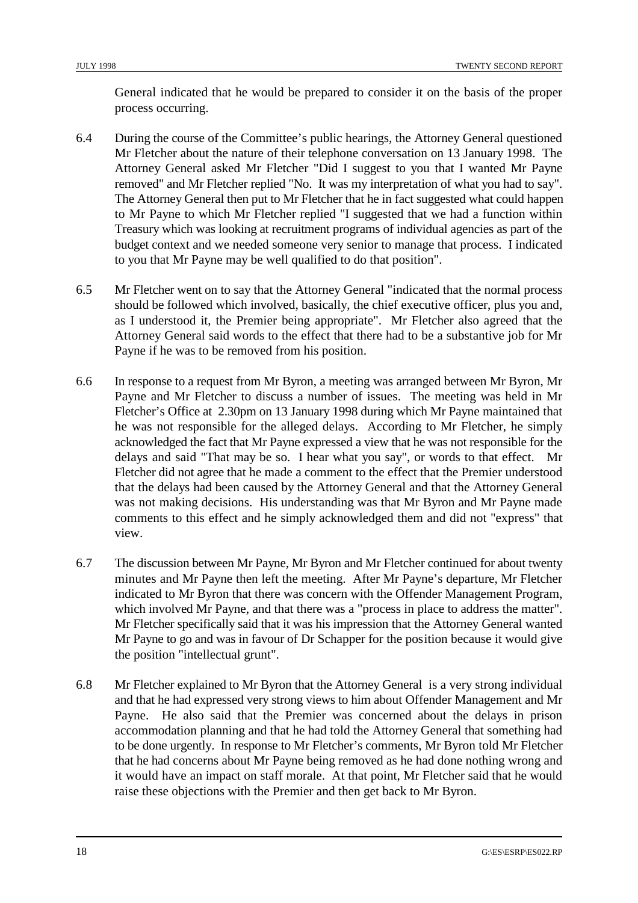General indicated that he would be prepared to consider it on the basis of the proper process occurring.

6.4 During the course of the Committee's public hearings, the Attorney General questioned Mr Fletcher about the nature of their telephone conversation on 13 January 1998. The Attorney General asked Mr Fletcher "Did I suggest to you that I wanted Mr Payne removed" and Mr Fletcher replied "No. It was my interpretation of what you had to say". The Attorney General then put to Mr Fletcher that he in fact suggested what could happen to Mr Payne to which Mr Fletcher replied "I suggested that we had a function within Treasury which was looking at recruitment programs of individual agencies as part of the budget context and we needed someone very senior to manage that process. I indicated to you that Mr Payne may be well qualified to do that position".

6.5 Mr Fletcher went on to say that the Attorney General "indicated that the normal process should be followed which involved, basically, the chief executive officer, plus you and, as I understood it, the Premier being appropriate". Mr Fletcher also agreed that the Attorney General said words to the effect that there had to be a substantive job for Mr Payne if he was to be removed from his position.

6.6 In response to a request from Mr Byron, a meeting was arranged between Mr Byron, Mr Payne and Mr Fletcher to discuss a number of issues. The meeting was held in Mr Fletcher's Office at 2.30pm on 13 January 1998 during which Mr Payne maintained that he was not responsible for the alleged delays. According to Mr Fletcher, he simply acknowledged the fact that Mr Payne expressed a view that he was not responsible for the delays and said "That may be so. I hear what you say", or words to that effect. Mr Fletcher did not agree that he made a comment to the effect that the Premier understood that the delays had been caused by the Attorney General and that the Attorney General was not making decisions. His understanding was that Mr Byron and Mr Payne made comments to this effect and he simply acknowledged them and did not "express" that view.

6.7 The discussion between Mr Payne, Mr Byron and Mr Fletcher continued for about twenty minutes and Mr Payne then left the meeting. After Mr Payne's departure, Mr Fletcher indicated to Mr Byron that there was concern with the Offender Management Program, which involved Mr Payne, and that there was a "process in place to address the matter". Mr Fletcher specifically said that it was his impression that the Attorney General wanted Mr Payne to go and was in favour of Dr Schapper for the position because it would give the position "intellectual grunt".

6.8 Mr Fletcher explained to Mr Byron that the Attorney General is a very strong individual and that he had expressed very strong views to him about Offender Management and Mr Payne. He also said that the Premier was concerned about the delays in prison accommodation planning and that he had told the Attorney General that something had to be done urgently. In response to Mr Fletcher's comments, Mr Byron told Mr Fletcher that he had concerns about Mr Payne being removed as he had done nothing wrong and it would have an impact on staff morale. At that point, Mr Fletcher said that he would raise these objections with the Premier and then get back to Mr Byron.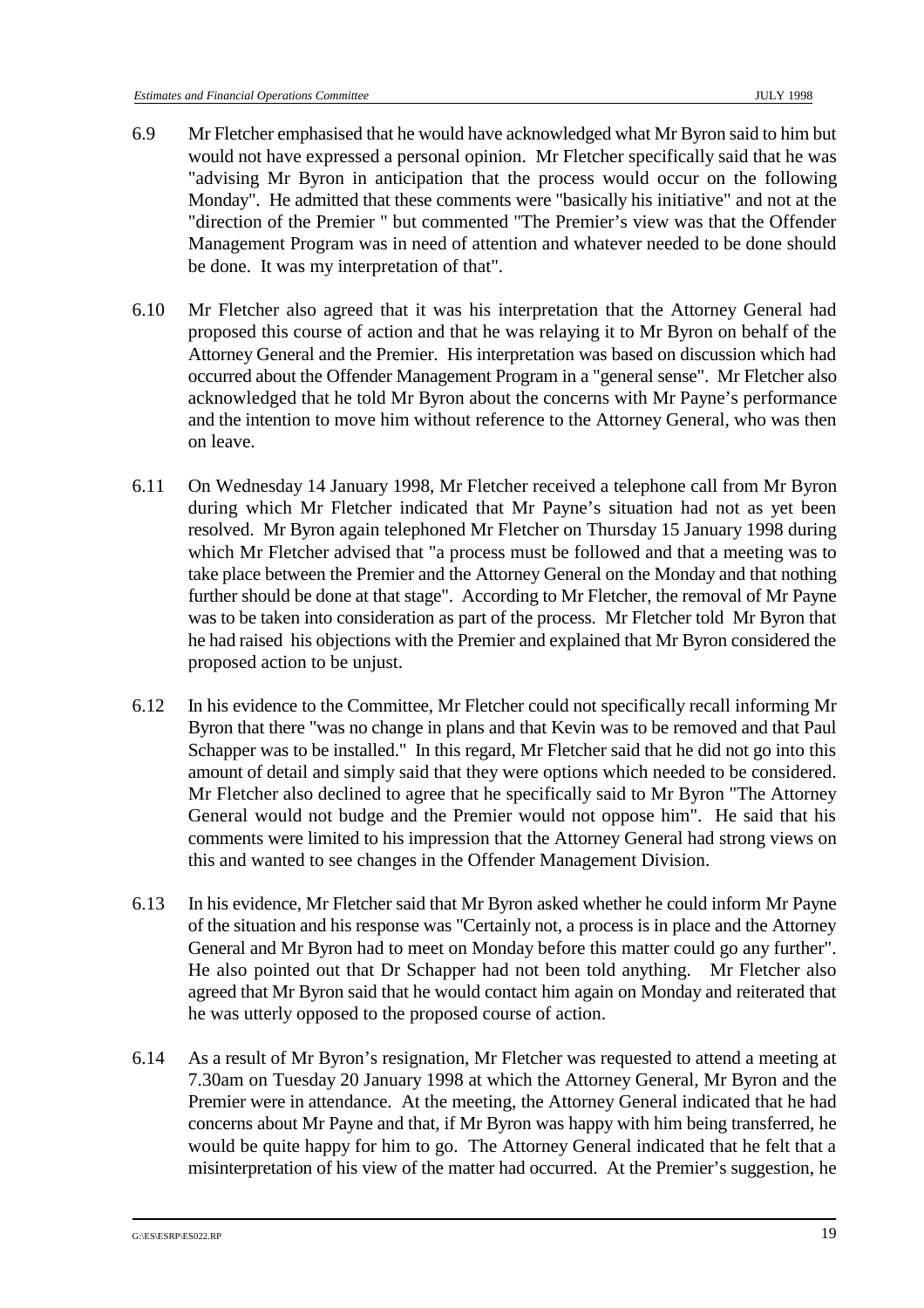6.9 Mr Fletcher emphasised that he would have acknowledged what Mr Byron said to him but would not have expressed a personal opinion. Mr Fletcher specifically said that he was "advising Mr Byron in anticipation that the process would occur on the following Monday". He admitted that these comments were "basically his initiative" and not at the "direction of the Premier " but commented "The Premier's view was that the Offender Management Program was in need of attention and whatever needed to be done should be done. It was my interpretation of that".

6.10 Mr Fletcher also agreed that it was his interpretation that the Attorney General had proposed this course of action and that he was relaying it to Mr Byron on behalf of the Attorney General and the Premier. His interpretation was based on discussion which had occurred about the Offender Management Program in a "general sense". Mr Fletcher also acknowledged that he told Mr Byron about the concerns with Mr Payne's performance and the intention to move him without reference to the Attorney General, who was then on leave.

6.11 On Wednesday 14 January 1998, Mr Fletcher received a telephone call from Mr Byron during which Mr Fletcher indicated that Mr Payne's situation had not as yet been resolved. Mr Byron again telephoned Mr Fletcher on Thursday 15 January 1998 during which Mr Fletcher advised that "a process must be followed and that a meeting was to take place between the Premier and the Attorney General on the Monday and that nothing further should be done at that stage". According to Mr Fletcher, the removal of Mr Payne was to be taken into consideration as part of the process. Mr Fletcher told Mr Byron that he had raised his objections with the Premier and explained that Mr Byron considered the proposed action to be unjust.

6.12 In his evidence to the Committee, Mr Fletcher could not specifically recall informing Mr Byron that there "was no change in plans and that Kevin was to be removed and that Paul Schapper was to be installed." In this regard, Mr Fletcher said that he did not go into this amount of detail and simply said that they were options which needed to be considered. Mr Fletcher also declined to agree that he specifically said to Mr Byron "The Attorney General would not budge and the Premier would not oppose him". He said that his comments were limited to his impression that the Attorney General had strong views on this and wanted to see changes in the Offender Management Division.

6.13 In his evidence, Mr Fletcher said that Mr Byron asked whether he could inform Mr Payne of the situation and his response was "Certainly not, a process is in place and the Attorney General and Mr Byron had to meet on Monday before this matter could go any further". He also pointed out that Dr Schapper had not been told anything. Mr Fletcher also agreed that Mr Byron said that he would contact him again on Monday and reiterated that he was utterly opposed to the proposed course of action.

6.14 As a result of Mr Byron's resignation, Mr Fletcher was requested to attend a meeting at 7.30am on Tuesday 20 January 1998 at which the Attorney General, Mr Byron and the Premier were in attendance. At the meeting, the Attorney General indicated that he had concerns about Mr Payne and that, if Mr Byron was happy with him being transferred, he would be quite happy for him to go. The Attorney General indicated that he felt that a misinterpretation of his view of the matter had occurred. At the Premier's suggestion, he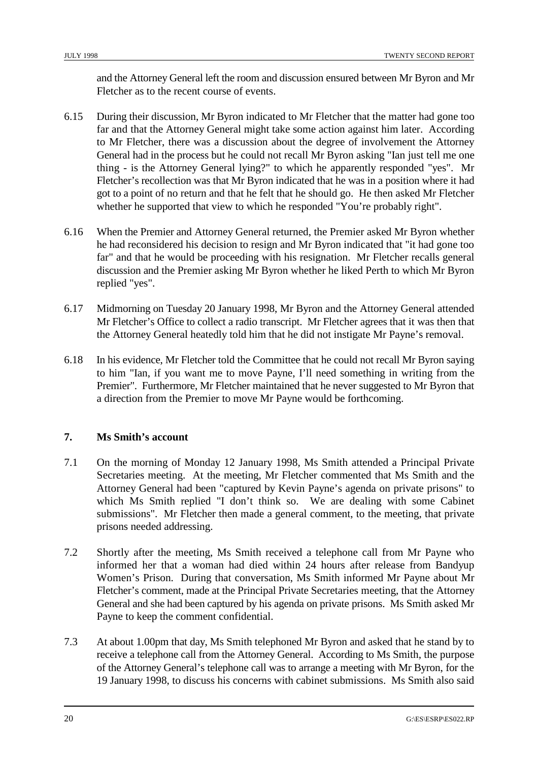and the Attorney General left the room and discussion ensured between Mr Byron and Mr Fletcher as to the recent course of events.

6.15 During their discussion, Mr Byron indicated to Mr Fletcher that the matter had gone too far and that the Attorney General might take some action against him later. According to Mr Fletcher, there was a discussion about the degree of involvement the Attorney General had in the process but he could not recall Mr Byron asking "Ian just tell me one thing - is the Attorney General lying?" to which he apparently responded "yes". Mr Fletcher's recollection was that Mr Byron indicated that he was in a position where it had got to a point of no return and that he felt that he should go. He then asked Mr Fletcher whether he supported that view to which he responded "You're probably right".

6.16 When the Premier and Attorney General returned, the Premier asked Mr Byron whether he had reconsidered his decision to resign and Mr Byron indicated that "it had gone too far" and that he would be proceeding with his resignation. Mr Fletcher recalls general discussion and the Premier asking Mr Byron whether he liked Perth to which Mr Byron replied "yes".

6.17 Midmorning on Tuesday 20 January 1998, Mr Byron and the Attorney General attended Mr Fletcher's Office to collect a radio transcript. Mr Fletcher agrees that it was then that the Attorney General heatedly told him that he did not instigate Mr Payne's removal.

6.18 In his evidence, Mr Fletcher told the Committee that he could not recall Mr Byron saying to him "Ian, if you want me to move Payne, I'll need something in writing from the Premier". Furthermore, Mr Fletcher maintained that he never suggested to Mr Byron that a direction from the Premier to move Mr Payne would be forthcoming.

## 7. Ms Smith's account

7.1 On the morning of Monday 12 January 1998, Ms Smith attended a Principal Private Secretaries meeting. At the meeting, Mr Fletcher commented that Ms Smith and the Attorney General had been "captured by Kevin Payne's agenda on private prisons" to which Ms Smith replied "I don't think so. We are dealing with some Cabinet submissions". Mr Fletcher then made a general comment, to the meeting, that private prisons needed addressing.

7.2 Shortly after the meeting, Ms Smith received a telephone call from Mr Payne who informed her that a woman had died within 24 hours after release from Bandyup Women's Prison. During that conversation, Ms Smith informed Mr Payne about Mr Fletcher's comment, made at the Principal Private Secretaries meeting, that the Attorney General and she had been captured by his agenda on private prisons. Ms Smith asked Mr Payne to keep the comment confidential.

7.3 At about 1.00pm that day, Ms Smith telephoned Mr Byron and asked that he stand by to receive a telephone call from the Attorney General. According to Ms Smith, the purpose of the Attorney General's telephone call was to arrange a meeting with Mr Byron, for the 19 January 1998, to discuss his concerns with cabinet submissions. Ms Smith also said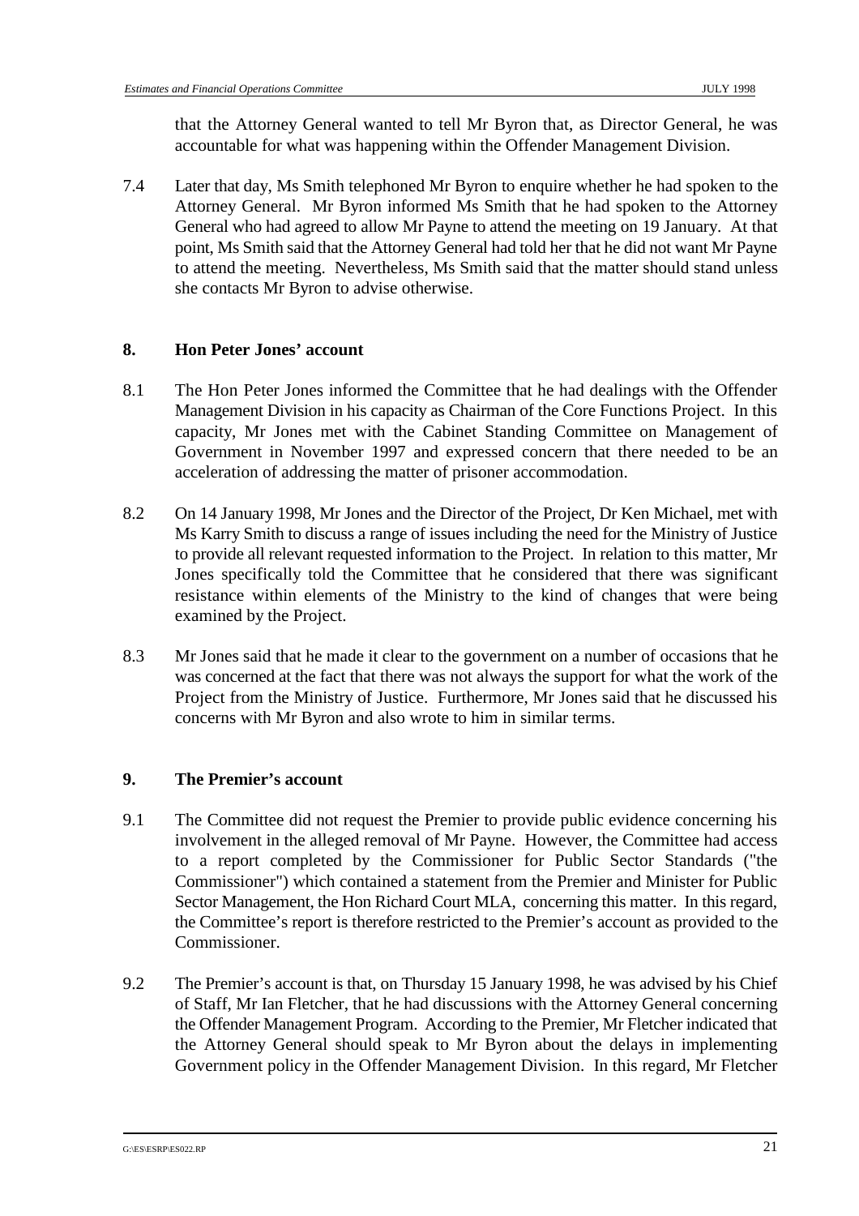that the Attorney General wanted to tell Mr Byron that, as Director General, he was accountable for what was happening within the Offender Management Division.

7.4 Later that day, Ms Smith telephoned Mr Byron to enquire whether he had spoken to the Attorney General. Mr Byron informed Ms Smith that he had spoken to the Attorney General who had agreed to allow Mr Payne to attend the meeting on 19 January. At that point, Ms Smith said that the Attorney General had told her that he did not want Mr Payne to attend the meeting. Nevertheless, Ms Smith said that the matter should stand unless she contacts Mr Byron to advise otherwise.

## 8. Hon Peter Jones' account

8.1 The Hon Peter Jones informed the Committee that he had dealings with the Offender Management Division in his capacity as Chairman of the Core Functions Project. In this capacity, Mr Jones met with the Cabinet Standing Committee on Management of Government in November 1997 and expressed concern that there needed to be an acceleration of addressing the matter of prisoner accommodation.

8.2 On 14 January 1998, Mr Jones and the Director of the Project, Dr Ken Michael, met with Ms Karry Smith to discuss a range of issues including the need for the Ministry of Justice to provide all relevant requested information to the Project. In relation to this matter, Mr Jones specifically told the Committee that he considered that there was significant resistance within elements of the Ministry to the kind of changes that were being examined by the Project.

8.3 Mr Jones said that he made it clear to the government on a number of occasions that he was concerned at the fact that there was not always the support for what the work of the Project from the Ministry of Justice. Furthermore, Mr Jones said that he discussed his concerns with Mr Byron and also wrote to him in similar terms.

## 9. The Premier's account

9.1 The Committee did not request the Premier to provide public evidence concerning his involvement in the alleged removal of Mr Payne. However, the Committee had access to a report completed by the Commissioner for Public Sector Standards ("the Commissioner") which contained a statement from the Premier and Minister for Public Sector Management, the Hon Richard Court MLA, concerning this matter. In this regard, the Committee's report is therefore restricted to the Premier's account as provided to the Commissioner.

9.2 The Premier's account is that, on Thursday 15 January 1998, he was advised by his Chief of Staff, Mr Ian Fletcher, that he had discussions with the Attorney General concerning the Offender Management Program. According to the Premier, Mr Fletcher indicated that the Attorney General should speak to Mr Byron about the delays in implementing Government policy in the Offender Management Division. In this regard, Mr Fletcher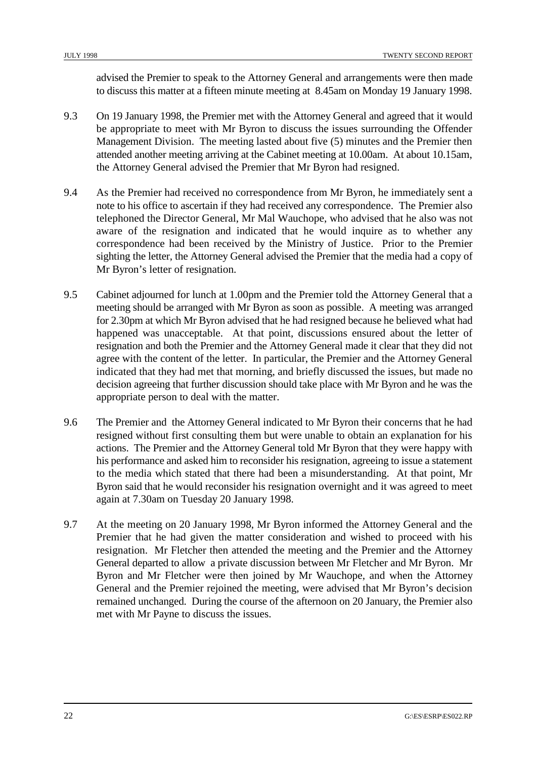advised the Premier to speak to the Attorney General and arrangements were then made to discuss this matter at a fifteen minute meeting at 8.45am on Monday 19 January 1998.

9.3 On 19 January 1998, the Premier met with the Attorney General and agreed that it would be appropriate to meet with Mr Byron to discuss the issues surrounding the Offender Management Division. The meeting lasted about five (5) minutes and the Premier then attended another meeting arriving at the Cabinet meeting at 10.00am. At about 10.15am, the Attorney General advised the Premier that Mr Byron had resigned.

9.4 As the Premier had received no correspondence from Mr Byron, he immediately sent a note to his office to ascertain if they had received any correspondence. The Premier also telephoned the Director General, Mr Mal Wauchope, who advised that he also was not aware of the resignation and indicated that he would inquire as to whether any correspondence had been received by the Ministry of Justice. Prior to the Premier sighting the letter, the Attorney General advised the Premier that the media had a copy of Mr Byron's letter of resignation.

9.5 Cabinet adjourned for lunch at 1.00pm and the Premier told the Attorney General that a meeting should be arranged with Mr Byron as soon as possible. A meeting was arranged for 2.30pm at which Mr Byron advised that he had resigned because he believed what had happened was unacceptable. At that point, discussions ensured about the letter of resignation and both the Premier and the Attorney General made it clear that they did not agree with the content of the letter. In particular, the Premier and the Attorney General indicated that they had met that morning, and briefly discussed the issues, but made no decision agreeing that further discussion should take place with Mr Byron and he was the appropriate person to deal with the matter.

9.6 The Premier and the Attorney General indicated to Mr Byron their concerns that he had resigned without first consulting them but were unable to obtain an explanation for his actions. The Premier and the Attorney General told Mr Byron that they were happy with his performance and asked him to reconsider his resignation, agreeing to issue a statement to the media which stated that there had been a misunderstanding. At that point, Mr Byron said that he would reconsider his resignation overnight and it was agreed to meet again at 7.30am on Tuesday 20 January 1998.

9.7 At the meeting on 20 January 1998, Mr Byron informed the Attorney General and the Premier that he had given the matter consideration and wished to proceed with his resignation. Mr Fletcher then attended the meeting and the Premier and the Attorney General departed to allow a private discussion between Mr Fletcher and Mr Byron. Mr Byron and Mr Fletcher were then joined by Mr Wauchope, and when the Attorney General and the Premier rejoined the meeting, were advised that Mr Byron's decision remained unchanged. During the course of the afternoon on 20 January, the Premier also met with Mr Payne to discuss the issues.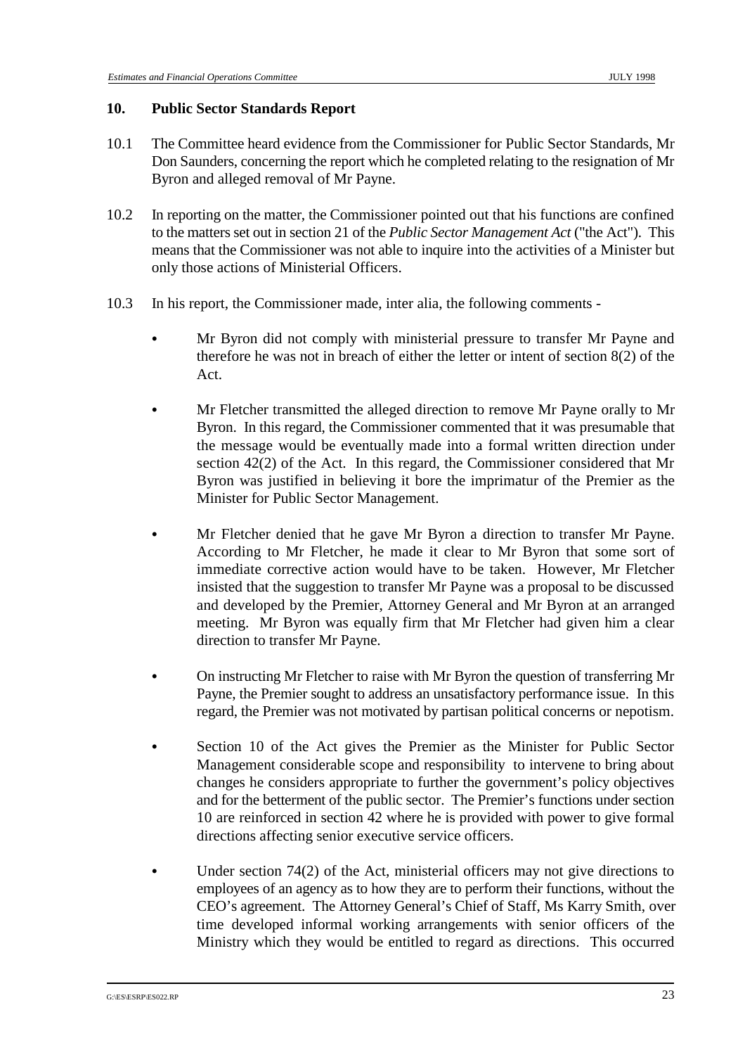## 10. Public Sector Standards Report

10.1 The Committee heard evidence from the Commissioner for Public Sector Standards, Mr Don Saunders, concerning the report which he completed relating to the resignation of Mr Byron and alleged removal of Mr Payne.

10.2 In reporting on the matter, the Commissioner pointed out that his functions are confined to the matters set out in section 21 of the *Public Sector Management Act* ("the Act"). This means that the Commissioner was not able to inquire into the activities of a Minister but only those actions of Ministerial Officers.

10.3 In his report, the Commissioner made, inter alia, the following comments -

- Mr Byron did not comply with ministerial pressure to transfer Mr Payne and therefore he was not in breach of either the letter or intent of section 8(2) of the Act.

- Mr Fletcher transmitted the alleged direction to remove Mr Payne orally to Mr Byron. In this regard, the Commissioner commented that it was presumable that the message would be eventually made into a formal written direction under section 42(2) of the Act. In this regard, the Commissioner considered that Mr Byron was justified in believing it bore the imprimatur of the Premier as the Minister for Public Sector Management.

- Mr Fletcher denied that he gave Mr Byron a direction to transfer Mr Payne. According to Mr Fletcher, he made it clear to Mr Byron that some sort of immediate corrective action would have to be taken. However, Mr Fletcher insisted that the suggestion to transfer Mr Payne was a proposal to be discussed and developed by the Premier, Attorney General and Mr Byron at an arranged meeting. Mr Byron was equally firm that Mr Fletcher had given him a clear direction to transfer Mr Payne.

- On instructing Mr Fletcher to raise with Mr Byron the question of transferring Mr Payne, the Premier sought to address an unsatisfactory performance issue. In this regard, the Premier was not motivated by partisan political concerns or nepotism.

- Section 10 of the Act gives the Premier as the Minister for Public Sector Management considerable scope and responsibility to intervene to bring about changes he considers appropriate to further the government's policy objectives and for the betterment of the public sector. The Premier's functions under section 10 are reinforced in section 42 where he is provided with power to give formal directions affecting senior executive service officers.

- Under section 74(2) of the Act, ministerial officers may not give directions to employees of an agency as to how they are to perform their functions, without the CEO's agreement. The Attorney General's Chief of Staff, Ms Karry Smith, over time developed informal working arrangements with senior officers of the Ministry which they would be entitled to regard as directions. This occurred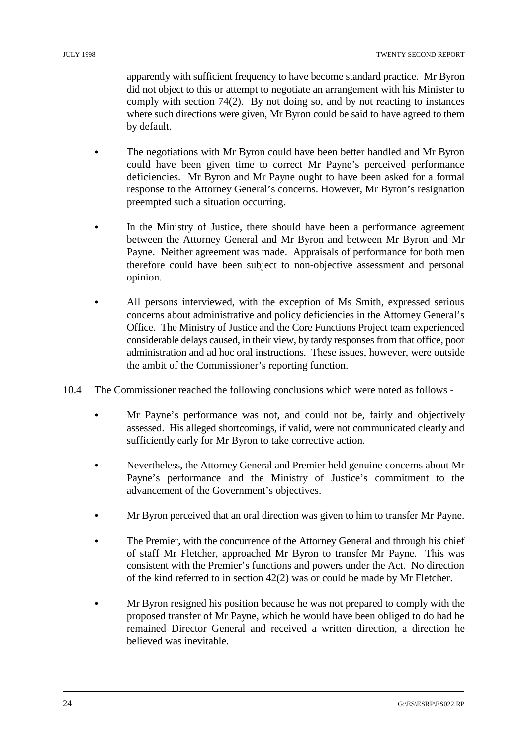apparently with sufficient frequency to have become standard practice. Mr Byron did not object to this or attempt to negotiate an arrangement with his Minister to comply with section 74(2). By not doing so, and by not reacting to instances where such directions were given, Mr Byron could be said to have agreed to them by default.

- The negotiations with Mr Byron could have been better handled and Mr Byron could have been given time to correct Mr Payne's perceived performance deficiencies. Mr Byron and Mr Payne ought to have been asked for a formal response to the Attorney General's concerns. However, Mr Byron's resignation preempted such a situation occurring.

- In the Ministry of Justice, there should have been a performance agreement between the Attorney General and Mr Byron and between Mr Byron and Mr Payne. Neither agreement was made. Appraisals of performance for both men therefore could have been subject to non-objective assessment and personal opinion.

- All persons interviewed, with the exception of Ms Smith, expressed serious concerns about administrative and policy deficiencies in the Attorney General's Office. The Ministry of Justice and the Core Functions Project team experienced considerable delays caused, in their view, by tardy responses from that office, poor administration and ad hoc oral instructions. These issues, however, were outside the ambit of the Commissioner's reporting function.

10.4 The Commissioner reached the following conclusions which were noted as follows -

- Mr Payne's performance was not, and could not be, fairly and objectively assessed. His alleged shortcomings, if valid, were not communicated clearly and sufficiently early for Mr Byron to take corrective action.

- Nevertheless, the Attorney General and Premier held genuine concerns about Mr Payne's performance and the Ministry of Justice's commitment to the advancement of the Government's objectives.

- Mr Byron perceived that an oral direction was given to him to transfer Mr Payne.

- The Premier, with the concurrence of the Attorney General and through his chief of staff Mr Fletcher, approached Mr Byron to transfer Mr Payne. This was consistent with the Premier's functions and powers under the Act. No direction of the kind referred to in section 42(2) was or could be made by Mr Fletcher.

- Mr Byron resigned his position because he was not prepared to comply with the proposed transfer of Mr Payne, which he would have been obliged to do had he remained Director General and received a written direction, a direction he believed was inevitable.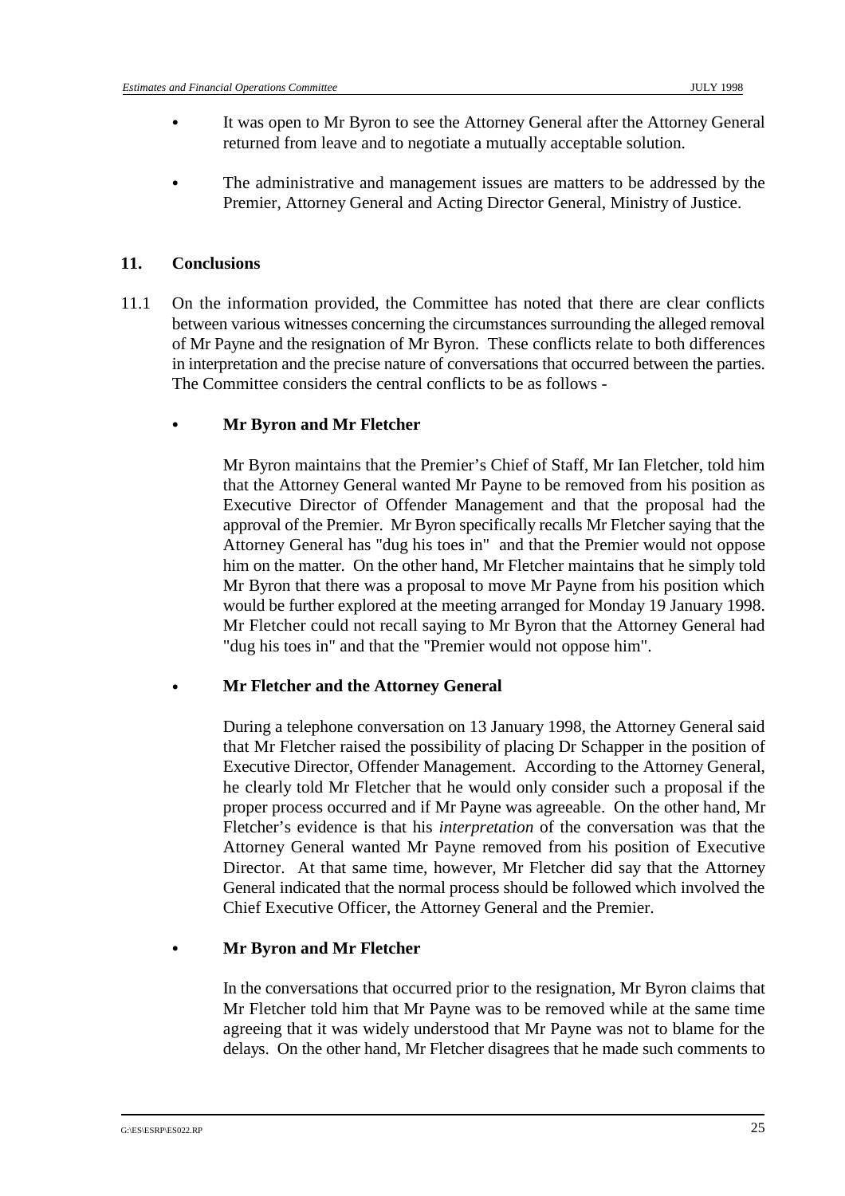- It was open to Mr Byron to see the Attorney General after the Attorney General returned from leave and to negotiate a mutually acceptable solution.

- The administrative and management issues are matters to be addressed by the Premier, Attorney General and Acting Director General, Ministry of Justice.

## 11. Conclusions

11.1 On the information provided, the Committee has noted that there are clear conflicts between various witnesses concerning the circumstances surrounding the alleged removal of Mr Payne and the resignation of Mr Byron. These conflicts relate to both differences in interpretation and the precise nature of conversations that occurred between the parties. The Committee considers the central conflicts to be as follows -

- **Mr Byron and Mr Fletcher**

  Mr Byron maintains that the Premier's Chief of Staff, Mr Ian Fletcher, told him that the Attorney General wanted Mr Payne to be removed from his position as Executive Director of Offender Management and that the proposal had the approval of the Premier. Mr Byron specifically recalls Mr Fletcher saying that the Attorney General has "dug his toes in" and that the Premier would not oppose him on the matter. On the other hand, Mr Fletcher maintains that he simply told Mr Byron that there was a proposal to move Mr Payne from his position which would be further explored at the meeting arranged for Monday 19 January 1998. Mr Fletcher could not recall saying to Mr Byron that the Attorney General had "dug his toes in" and that the "Premier would not oppose him".

- **Mr Fletcher and the Attorney General**

  During a telephone conversation on 13 January 1998, the Attorney General said that Mr Fletcher raised the possibility of placing Dr Schapper in the position of Executive Director, Offender Management. According to the Attorney General, he clearly told Mr Fletcher that he would only consider such a proposal if the proper process occurred and if Mr Payne was agreeable. On the other hand, Mr Fletcher's evidence is that his *interpretation* of the conversation was that the Attorney General wanted Mr Payne removed from his position of Executive Director. At that same time, however, Mr Fletcher did say that the Attorney General indicated that the normal process should be followed which involved the Chief Executive Officer, the Attorney General and the Premier.

- **Mr Byron and Mr Fletcher**

  In the conversations that occurred prior to the resignation, Mr Byron claims that Mr Fletcher told him that Mr Payne was to be removed while at the same time agreeing that it was widely understood that Mr Payne was not to blame for the delays. On the other hand, Mr Fletcher disagrees that he made such comments to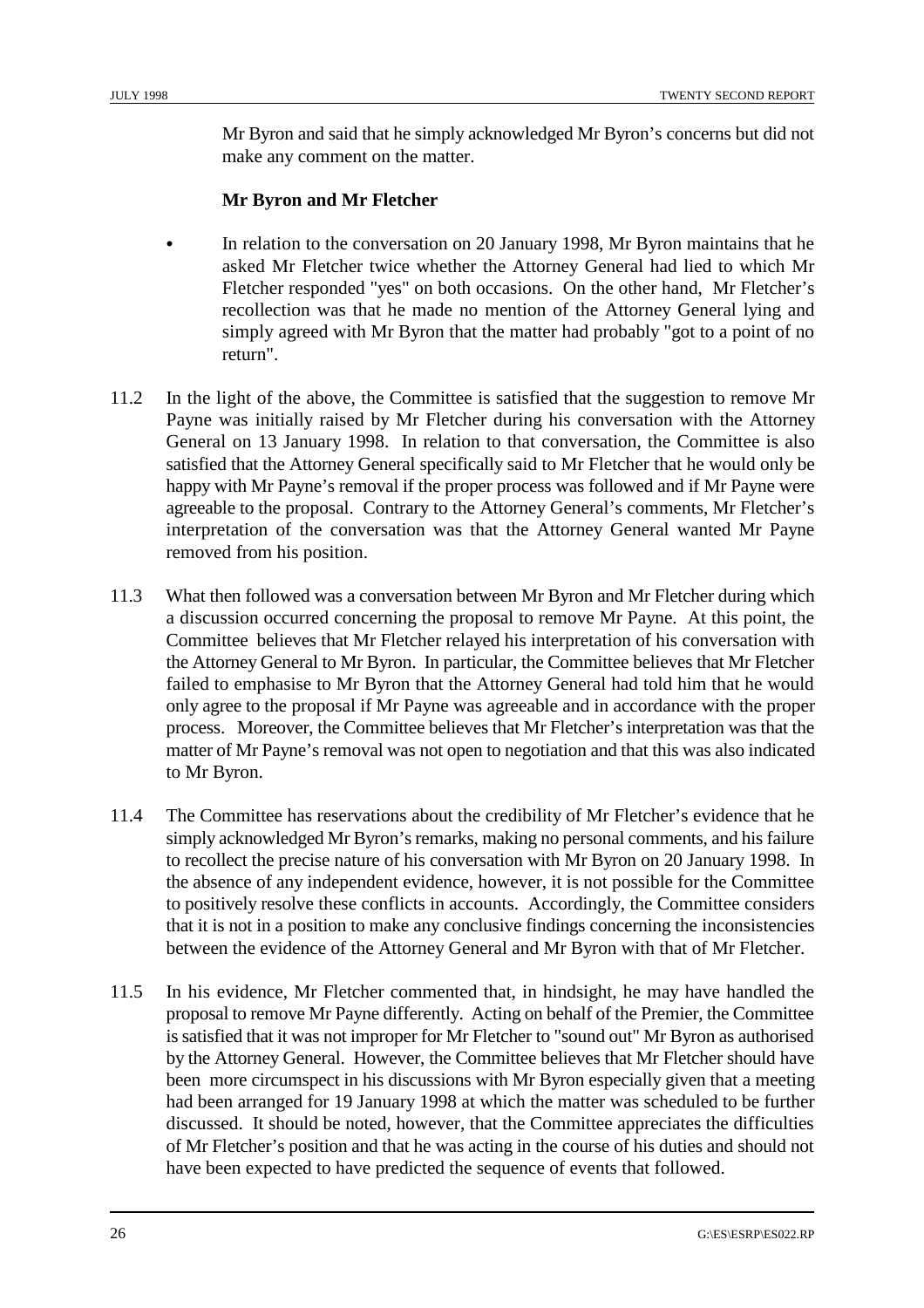Mr Byron and said that he simply acknowledged Mr Byron's concerns but did not make any comment on the matter.

**Mr Byron and Mr Fletcher**

- In relation to the conversation on 20 January 1998, Mr Byron maintains that he asked Mr Fletcher twice whether the Attorney General had lied to which Mr Fletcher responded "yes" on both occasions. On the other hand, Mr Fletcher's recollection was that he made no mention of the Attorney General lying and simply agreed with Mr Byron that the matter had probably "got to a point of no return".

11.2 In the light of the above, the Committee is satisfied that the suggestion to remove Mr Payne was initially raised by Mr Fletcher during his conversation with the Attorney General on 13 January 1998. In relation to that conversation, the Committee is also satisfied that the Attorney General specifically said to Mr Fletcher that he would only be happy with Mr Payne's removal if the proper process was followed and if Mr Payne were agreeable to the proposal. Contrary to the Attorney General's comments, Mr Fletcher's interpretation of the conversation was that the Attorney General wanted Mr Payne removed from his position.

11.3 What then followed was a conversation between Mr Byron and Mr Fletcher during which a discussion occurred concerning the proposal to remove Mr Payne. At this point, the Committee believes that Mr Fletcher relayed his interpretation of his conversation with the Attorney General to Mr Byron. In particular, the Committee believes that Mr Fletcher failed to emphasise to Mr Byron that the Attorney General had told him that he would only agree to the proposal if Mr Payne was agreeable and in accordance with the proper process. Moreover, the Committee believes that Mr Fletcher's interpretation was that the matter of Mr Payne's removal was not open to negotiation and that this was also indicated to Mr Byron.

11.4 The Committee has reservations about the credibility of Mr Fletcher's evidence that he simply acknowledged Mr Byron's remarks, making no personal comments, and his failure to recollect the precise nature of his conversation with Mr Byron on 20 January 1998. In the absence of any independent evidence, however, it is not possible for the Committee to positively resolve these conflicts in accounts. Accordingly, the Committee considers that it is not in a position to make any conclusive findings concerning the inconsistencies between the evidence of the Attorney General and Mr Byron with that of Mr Fletcher.

11.5 In his evidence, Mr Fletcher commented that, in hindsight, he may have handled the proposal to remove Mr Payne differently. Acting on behalf of the Premier, the Committee is satisfied that it was not improper for Mr Fletcher to "sound out" Mr Byron as authorised by the Attorney General. However, the Committee believes that Mr Fletcher should have been more circumspect in his discussions with Mr Byron especially given that a meeting had been arranged for 19 January 1998 at which the matter was scheduled to be further discussed. It should be noted, however, that the Committee appreciates the difficulties of Mr Fletcher's position and that he was acting in the course of his duties and should not have been expected to have predicted the sequence of events that followed.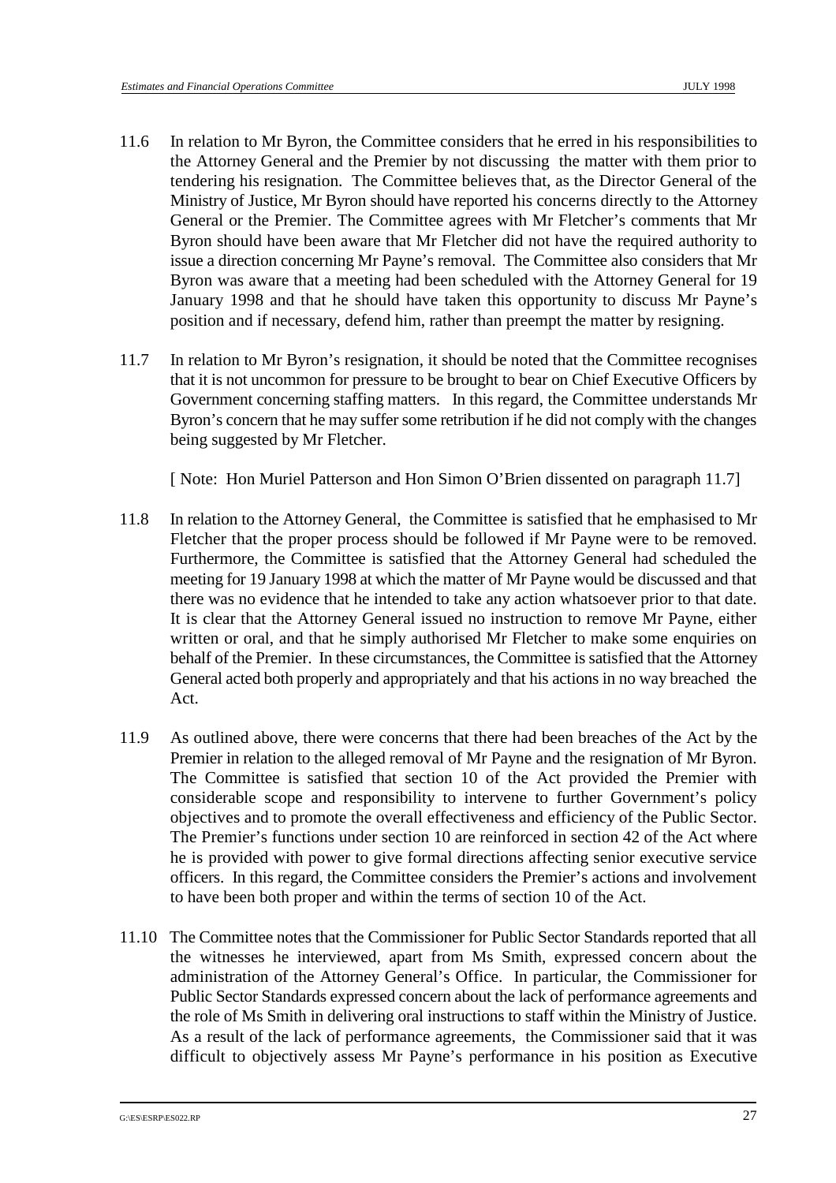11.6 In relation to Mr Byron, the Committee considers that he erred in his responsibilities to the Attorney General and the Premier by not discussing the matter with them prior to tendering his resignation. The Committee believes that, as the Director General of the Ministry of Justice, Mr Byron should have reported his concerns directly to the Attorney General or the Premier. The Committee agrees with Mr Fletcher's comments that Mr Byron should have been aware that Mr Fletcher did not have the required authority to issue a direction concerning Mr Payne's removal. The Committee also considers that Mr Byron was aware that a meeting had been scheduled with the Attorney General for 19 January 1998 and that he should have taken this opportunity to discuss Mr Payne's position and if necessary, defend him, rather than preempt the matter by resigning.

11.7 In relation to Mr Byron's resignation, it should be noted that the Committee recognises that it is not uncommon for pressure to be brought to bear on Chief Executive Officers by Government concerning staffing matters. In this regard, the Committee understands Mr Byron's concern that he may suffer some retribution if he did not comply with the changes being suggested by Mr Fletcher.

[ Note: Hon Muriel Patterson and Hon Simon O'Brien dissented on paragraph 11.7]

11.8 In relation to the Attorney General, the Committee is satisfied that he emphasised to Mr Fletcher that the proper process should be followed if Mr Payne were to be removed. Furthermore, the Committee is satisfied that the Attorney General had scheduled the meeting for 19 January 1998 at which the matter of Mr Payne would be discussed and that there was no evidence that he intended to take any action whatsoever prior to that date. It is clear that the Attorney General issued no instruction to remove Mr Payne, either written or oral, and that he simply authorised Mr Fletcher to make some enquiries on behalf of the Premier. In these circumstances, the Committee is satisfied that the Attorney General acted both properly and appropriately and that his actions in no way breached the Act.

11.9 As outlined above, there were concerns that there had been breaches of the Act by the Premier in relation to the alleged removal of Mr Payne and the resignation of Mr Byron. The Committee is satisfied that section 10 of the Act provided the Premier with considerable scope and responsibility to intervene to further Government's policy objectives and to promote the overall effectiveness and efficiency of the Public Sector. The Premier's functions under section 10 are reinforced in section 42 of the Act where he is provided with power to give formal directions affecting senior executive service officers. In this regard, the Committee considers the Premier's actions and involvement to have been both proper and within the terms of section 10 of the Act.

11.10 The Committee notes that the Commissioner for Public Sector Standards reported that all the witnesses he interviewed, apart from Ms Smith, expressed concern about the administration of the Attorney General's Office. In particular, the Commissioner for Public Sector Standards expressed concern about the lack of performance agreements and the role of Ms Smith in delivering oral instructions to staff within the Ministry of Justice. As a result of the lack of performance agreements, the Commissioner said that it was difficult to objectively assess Mr Payne's performance in his position as Executive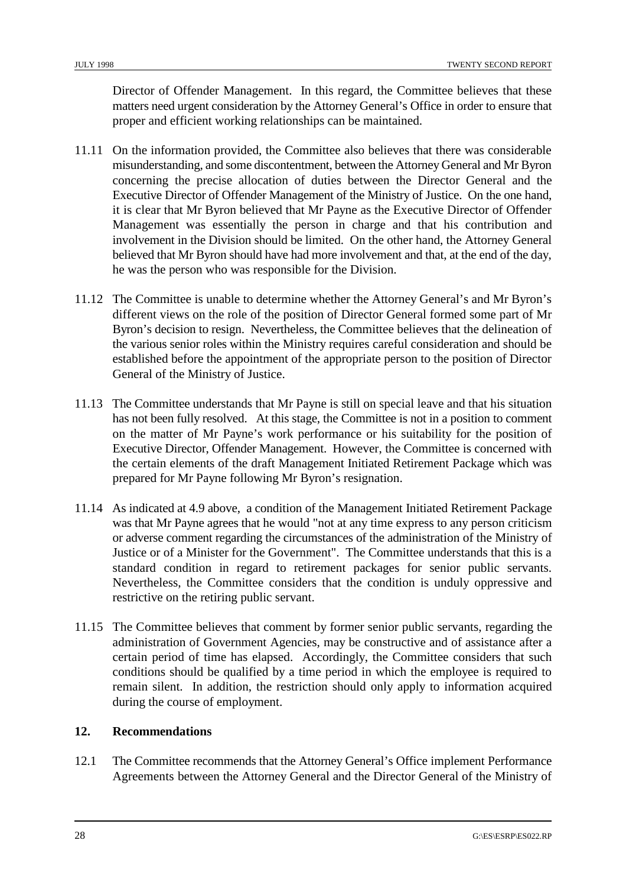Director of Offender Management. In this regard, the Committee believes that these matters need urgent consideration by the Attorney General's Office in order to ensure that proper and efficient working relationships can be maintained.

11.11 On the information provided, the Committee also believes that there was considerable misunderstanding, and some discontentment, between the Attorney General and Mr Byron concerning the precise allocation of duties between the Director General and the Executive Director of Offender Management of the Ministry of Justice. On the one hand, it is clear that Mr Byron believed that Mr Payne as the Executive Director of Offender Management was essentially the person in charge and that his contribution and involvement in the Division should be limited. On the other hand, the Attorney General believed that Mr Byron should have had more involvement and that, at the end of the day, he was the person who was responsible for the Division.

11.12 The Committee is unable to determine whether the Attorney General's and Mr Byron's different views on the role of the position of Director General formed some part of Mr Byron's decision to resign. Nevertheless, the Committee believes that the delineation of the various senior roles within the Ministry requires careful consideration and should be established before the appointment of the appropriate person to the position of Director General of the Ministry of Justice.

11.13 The Committee understands that Mr Payne is still on special leave and that his situation has not been fully resolved. At this stage, the Committee is not in a position to comment on the matter of Mr Payne's work performance or his suitability for the position of Executive Director, Offender Management. However, the Committee is concerned with the certain elements of the draft Management Initiated Retirement Package which was prepared for Mr Payne following Mr Byron's resignation.

11.14 As indicated at 4.9 above, a condition of the Management Initiated Retirement Package was that Mr Payne agrees that he would "not at any time express to any person criticism or adverse comment regarding the circumstances of the administration of the Ministry of Justice or of a Minister for the Government". The Committee understands that this is a standard condition in regard to retirement packages for senior public servants. Nevertheless, the Committee considers that the condition is unduly oppressive and restrictive on the retiring public servant.

11.15 The Committee believes that comment by former senior public servants, regarding the administration of Government Agencies, may be constructive and of assistance after a certain period of time has elapsed. Accordingly, the Committee considers that such conditions should be qualified by a time period in which the employee is required to remain silent. In addition, the restriction should only apply to information acquired during the course of employment.

## 12. Recommendations

12.1 The Committee recommends that the Attorney General's Office implement Performance Agreements between the Attorney General and the Director General of the Ministry of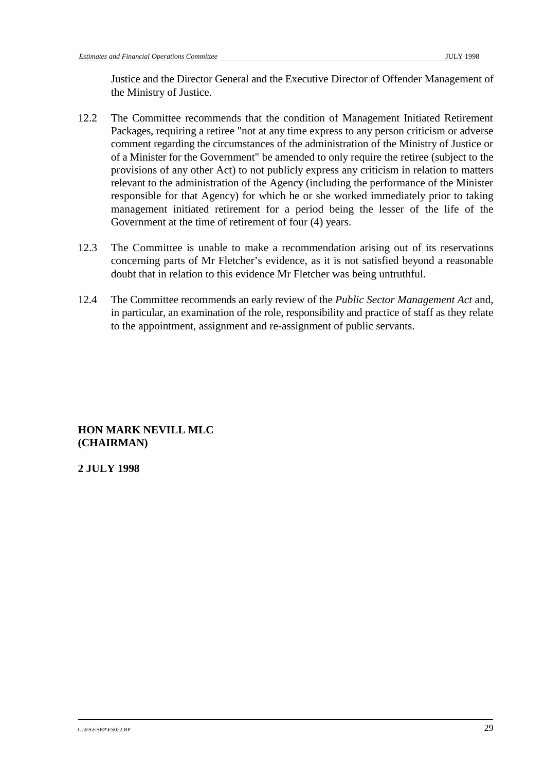Justice and the Director General and the Executive Director of Offender Management of the Ministry of Justice.

12.2 The Committee recommends that the condition of Management Initiated Retirement Packages, requiring a retiree "not at any time express to any person criticism or adverse comment regarding the circumstances of the administration of the Ministry of Justice or of a Minister for the Government" be amended to only require the retiree (subject to the provisions of any other Act) to not publicly express any criticism in relation to matters relevant to the administration of the Agency (including the performance of the Minister responsible for that Agency) for which he or she worked immediately prior to taking management initiated retirement for a period being the lesser of the life of the Government at the time of retirement of four (4) years.

12.3 The Committee is unable to make a recommendation arising out of its reservations concerning parts of Mr Fletcher's evidence, as it is not satisfied beyond a reasonable doubt that in relation to this evidence Mr Fletcher was being untruthful.

12.4 The Committee recommends an early review of the *Public Sector Management Act* and, in particular, an examination of the role, responsibility and practice of staff as they relate to the appointment, assignment and re-assignment of public servants.

**HON MARK NEVILL MLC**
**(CHAIRMAN)**

**2 JULY 1998**